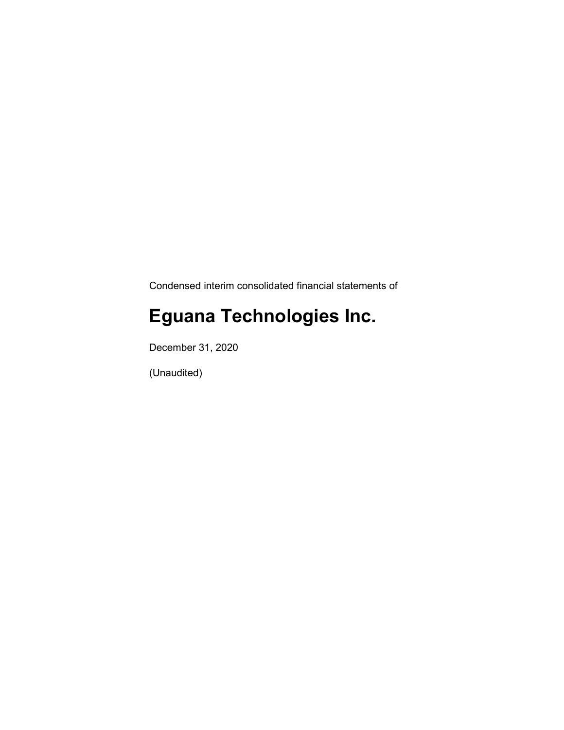Condensed interim consolidated financial statements of

# Eguana Technologies Inc.

December 31, 2020

(Unaudited)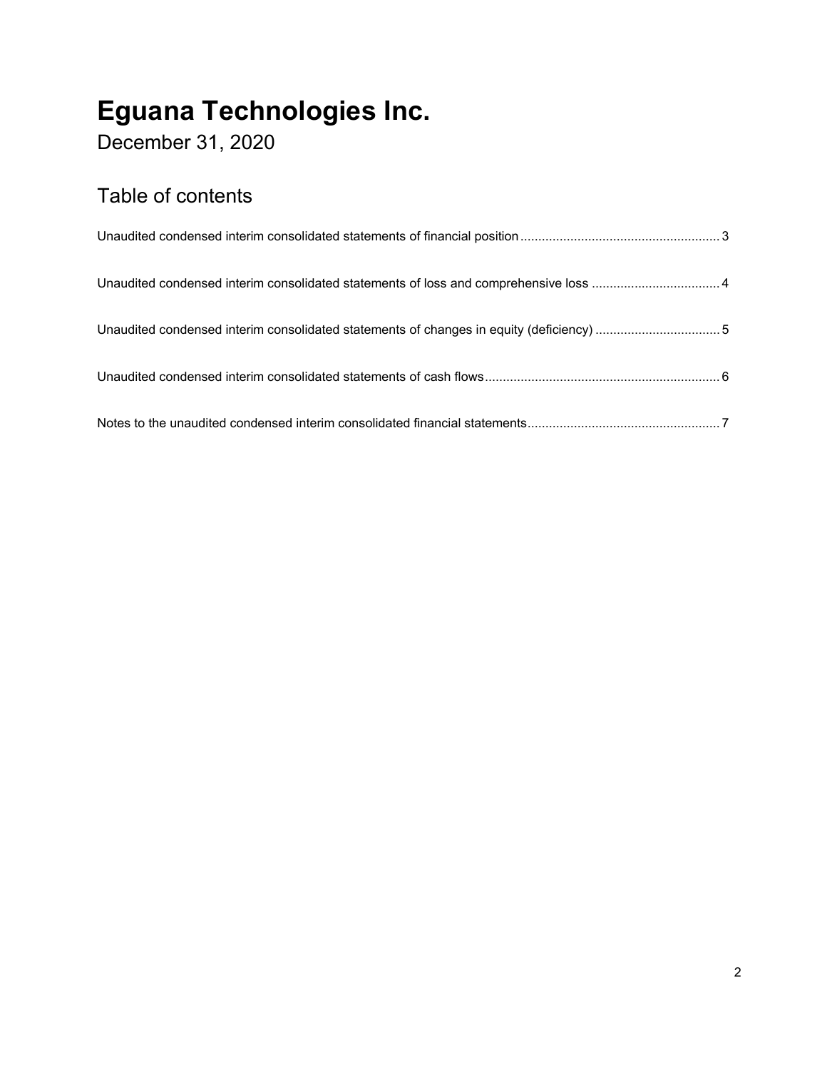# Eguana Technologies Inc.

December 31, 2020

## Table of contents

Unaudited condensed interim consolidated statements of financial position........................................................3

Unaudited condensed interim consolidated statements of loss and comprehensive loss ....................................4

Unaudited condensed interim consolidated statements of changes in equity (deficiency) ...................................5

Unaudited condensed interim consolidated statements of cash flows..................................................................6

Notes to the unaudited condensed interim consolidated financial statements......................................................7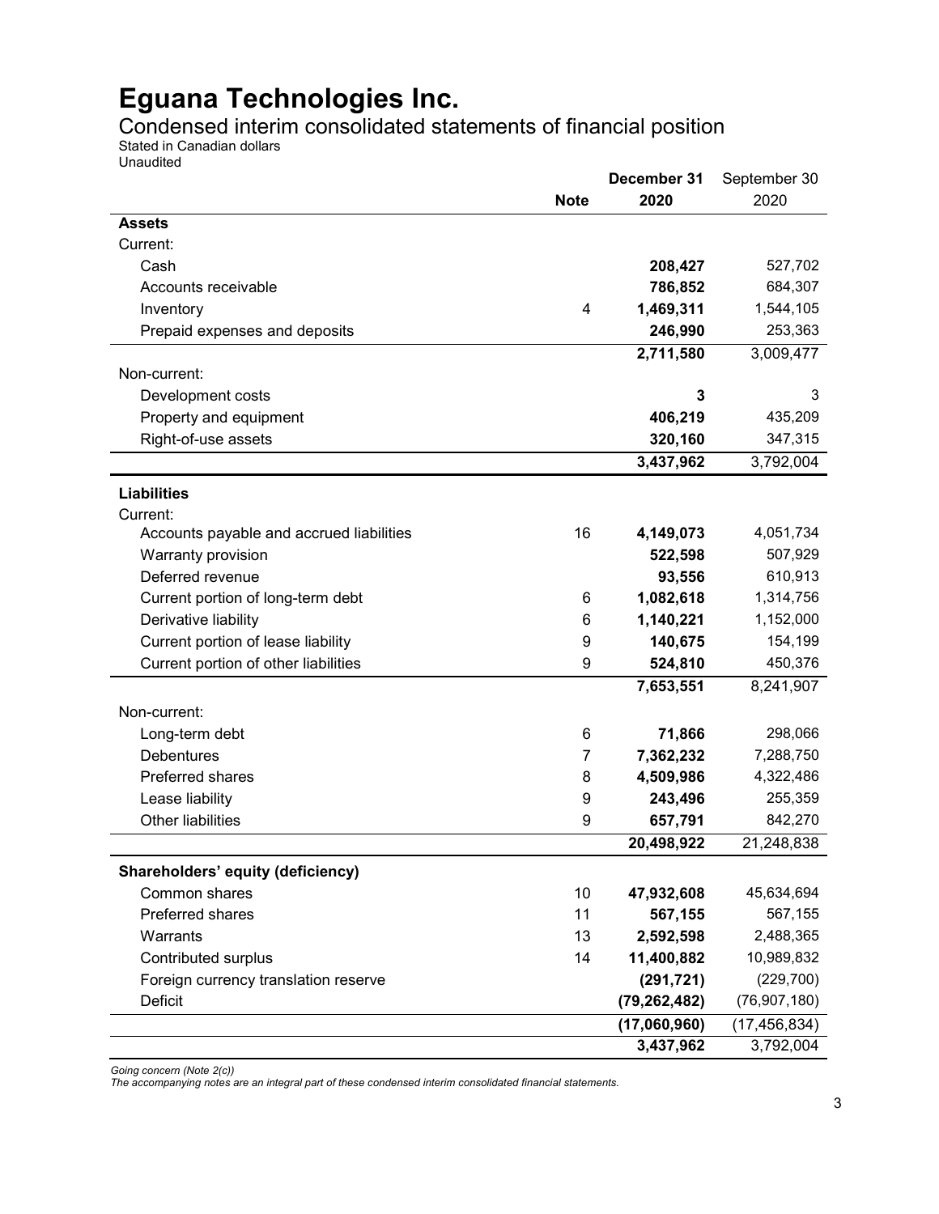# Eguana Technologies Inc.

## Condensed interim consolidated statements of financial position

Stated in Canadian dollars
Unaudited

| | Note | December 31 2020 | September 30 2020 |
|---|---|---|---|
| **Assets** | | | |
| Current: | | | |
| Cash | | **208,427** | 527,702 |
| Accounts receivable | | **786,852** | 684,307 |
| Inventory | 4 | **1,469,311** | 1,544,105 |
| Prepaid expenses and deposits | | **246,990** | 253,363 |
| | | **2,711,580** | 3,009,477 |
| Non-current: | | | |
| Development costs | | **3** | 3 |
| Property and equipment | | **406,219** | 435,209 |
| Right-of-use assets | | **320,160** | 347,315 |
| | | **3,437,962** | 3,792,004 |
| **Liabilities** | | | |
| Current: | | | |
| Accounts payable and accrued liabilities | 16 | **4,149,073** | 4,051,734 |
| Warranty provision | | **522,598** | 507,929 |
| Deferred revenue | | **93,556** | 610,913 |
| Current portion of long-term debt | 6 | **1,082,618** | 1,314,756 |
| Derivative liability | 6 | **1,140,221** | 1,152,000 |
| Current portion of lease liability | 9 | **140,675** | 154,199 |
| Current portion of other liabilities | 9 | **524,810** | 450,376 |
| | | **7,653,551** | 8,241,907 |
| Non-current: | | | |
| Long-term debt | 6 | **71,866** | 298,066 |
| Debentures | 7 | **7,362,232** | 7,288,750 |
| Preferred shares | 8 | **4,509,986** | 4,322,486 |
| Lease liability | 9 | **243,496** | 255,359 |
| Other liabilities | 9 | **657,791** | 842,270 |
| | | **20,498,922** | 21,248,838 |
| **Shareholders' equity (deficiency)** | | | |
| Common shares | 10 | **47,932,608** | 45,634,694 |
| Preferred shares | 11 | **567,155** | 567,155 |
| Warrants | 13 | **2,592,598** | 2,488,365 |
| Contributed surplus | 14 | **11,400,882** | 10,989,832 |
| Foreign currency translation reserve | | **(291,721)** | (229,700) |
| Deficit | | **(79,262,482)** | (76,907,180) |
| | | **(17,060,960)** | (17,456,834) |
| | | **3,437,962** | 3,792,004 |

*Going concern (Note 2(c))*
*The accompanying notes are an integral part of these condensed interim consolidated financial statements.*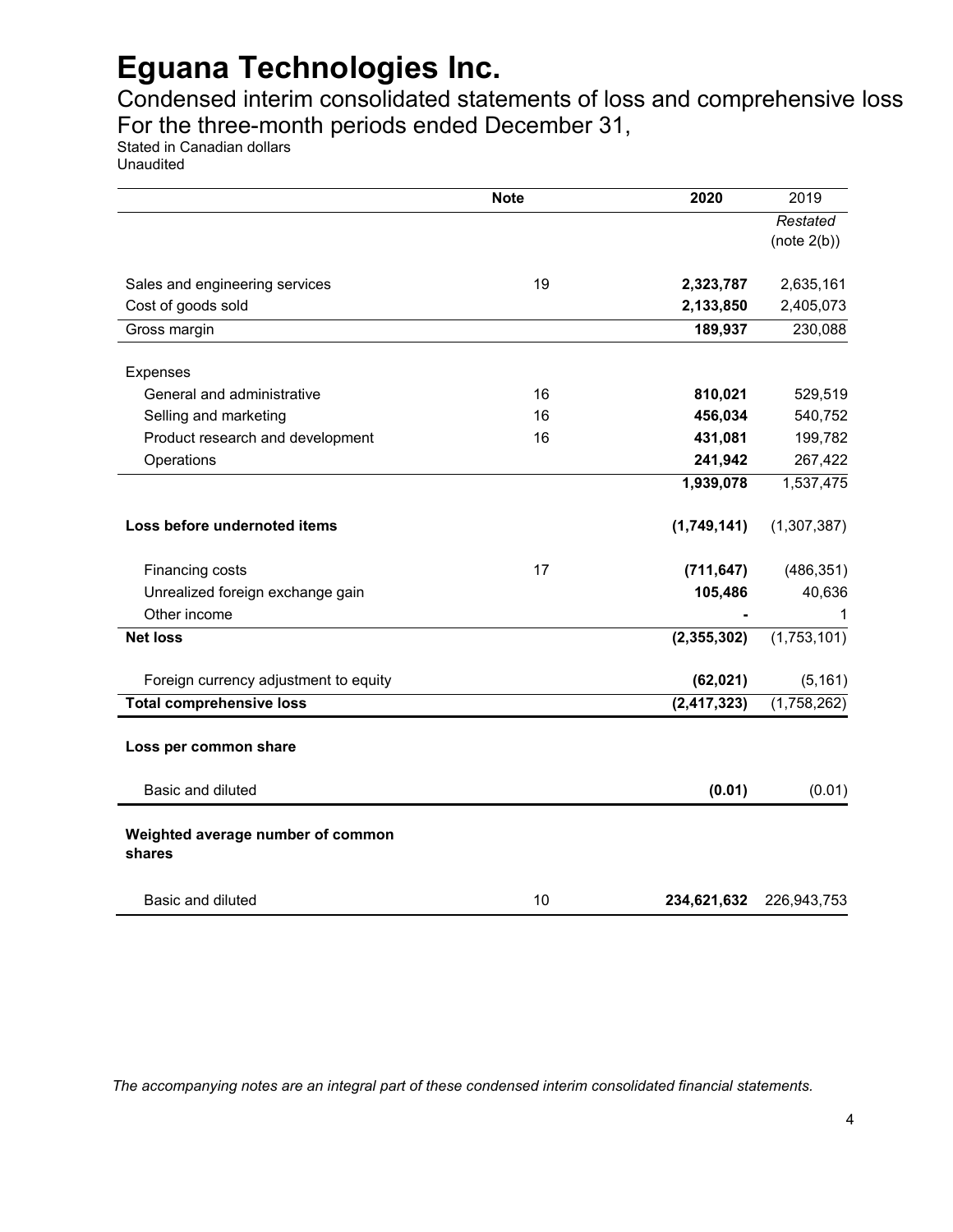# Eguana Technologies Inc.

Condensed interim consolidated statements of loss and comprehensive loss
For the three-month periods ended December 31,
Stated in Canadian dollars
Unaudited

| | Note | 2020 | 2019 |
|---|---|---|---|
| | | | *Restated* (note 2(b)) |
| Sales and engineering services | 19 | **2,323,787** | 2,635,161 |
| Cost of goods sold | | **2,133,850** | 2,405,073 |
| Gross margin | | **189,937** | 230,088 |
| Expenses | | | |
| General and administrative | 16 | **810,021** | 529,519 |
| Selling and marketing | 16 | **456,034** | 540,752 |
| Product research and development | 16 | **431,081** | 199,782 |
| Operations | | **241,942** | 267,422 |
| | | **1,939,078** | 1,537,475 |
| **Loss before undernoted items** | | **(1,749,141)** | (1,307,387) |
| Financing costs | 17 | **(711,647)** | (486,351) |
| Unrealized foreign exchange gain | | **105,486** | 40,636 |
| Other income | | **-** | 1 |
| **Net loss** | | **(2,355,302)** | (1,753,101) |
| Foreign currency adjustment to equity | | **(62,021)** | (5,161) |
| **Total comprehensive loss** | | **(2,417,323)** | (1,758,262) |
| **Loss per common share** | | | |
| Basic and diluted | | **(0.01)** | (0.01) |
| **Weighted average number of common shares** | | | |
| Basic and diluted | 10 | **234,621,632** | 226,943,753 |

*The accompanying notes are an integral part of these condensed interim consolidated financial statements.*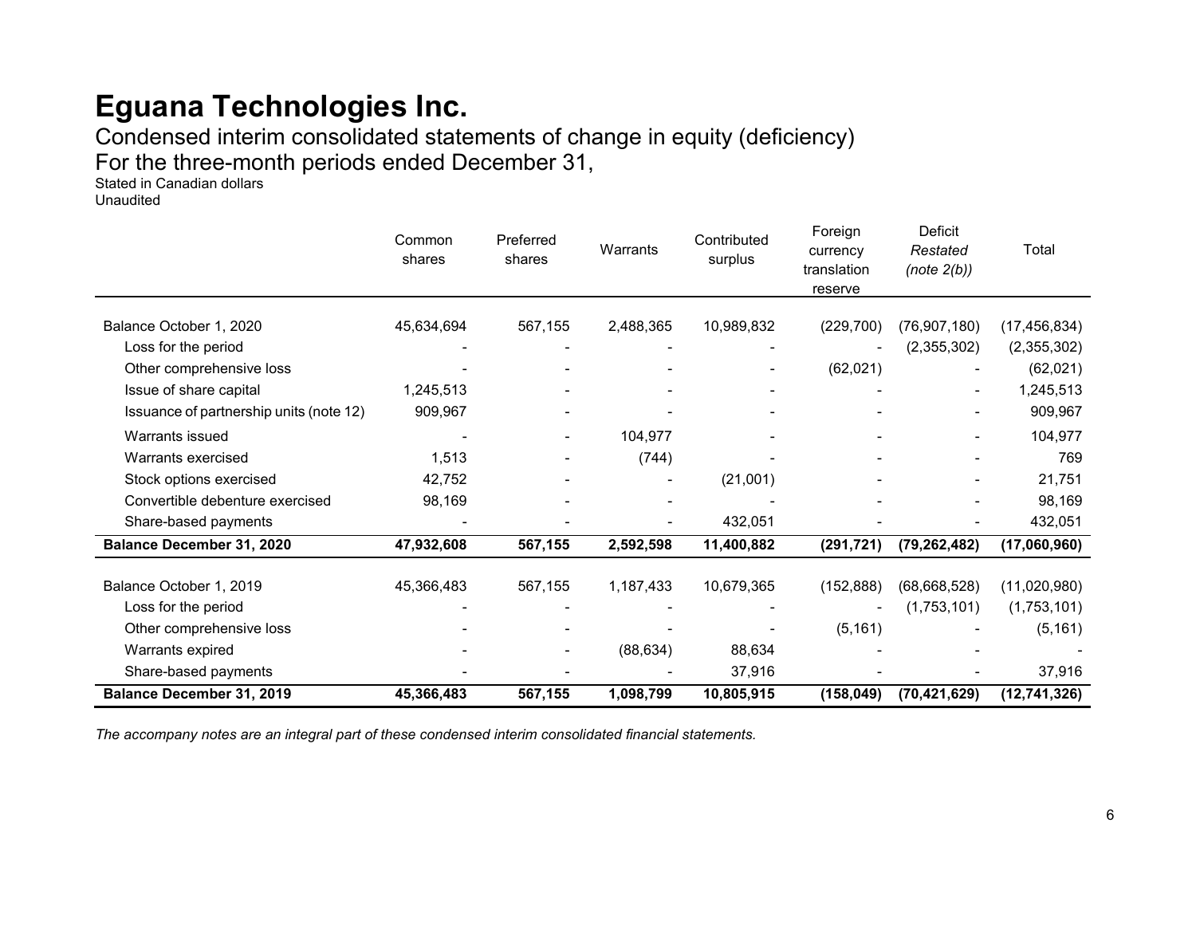# Eguana Technologies Inc.

Condensed interim consolidated statements of change in equity (deficiency)
For the three-month periods ended December 31,
Stated in Canadian dollars
Unaudited

| | Common shares | Preferred shares | Warrants | Contributed surplus | Foreign currency translation reserve | Deficit *Restated (note 2(b))* | Total |
|---|---|---|---|---|---|---|---|
| Balance October 1, 2020 | 45,634,694 | 567,155 | 2,488,365 | 10,989,832 | (229,700) | (76,907,180) | (17,456,834) |
| Loss for the period | - | - | - | - | - | (2,355,302) | (2,355,302) |
| Other comprehensive loss | - | - | - | - | (62,021) | - | (62,021) |
| Issue of share capital | 1,245,513 | - | - | - | - | - | 1,245,513 |
| Issuance of partnership units (note 12) | 909,967 | - | - | - | - | - | 909,967 |
| Warrants issued | - | - | 104,977 | - | - | - | 104,977 |
| Warrants exercised | 1,513 | - | (744) | - | - | - | 769 |
| Stock options exercised | 42,752 | - | - | (21,001) | - | - | 21,751 |
| Convertible debenture exercised | 98,169 | - | - | - | - | - | 98,169 |
| Share-based payments | - | - | - | 432,051 | - | - | 432,051 |
| **Balance December 31, 2020** | **47,932,608** | **567,155** | **2,592,598** | **11,400,882** | **(291,721)** | **(79,262,482)** | **(17,060,960)** |
| | | | | | | | |
| Balance October 1, 2019 | 45,366,483 | 567,155 | 1,187,433 | 10,679,365 | (152,888) | (68,668,528) | (11,020,980) |
| Loss for the period | - | - | - | - | - | (1,753,101) | (1,753,101) |
| Other comprehensive loss | - | - | - | - | (5,161) | - | (5,161) |
| Warrants expired | - | - | (88,634) | 88,634 | - | - | - |
| Share-based payments | - | - | - | 37,916 | - | - | 37,916 |
| **Balance December 31, 2019** | **45,366,483** | **567,155** | **1,098,799** | **10,805,915** | **(158,049)** | **(70,421,629)** | **(12,741,326)** |

*The accompany notes are an integral part of these condensed interim consolidated financial statements.*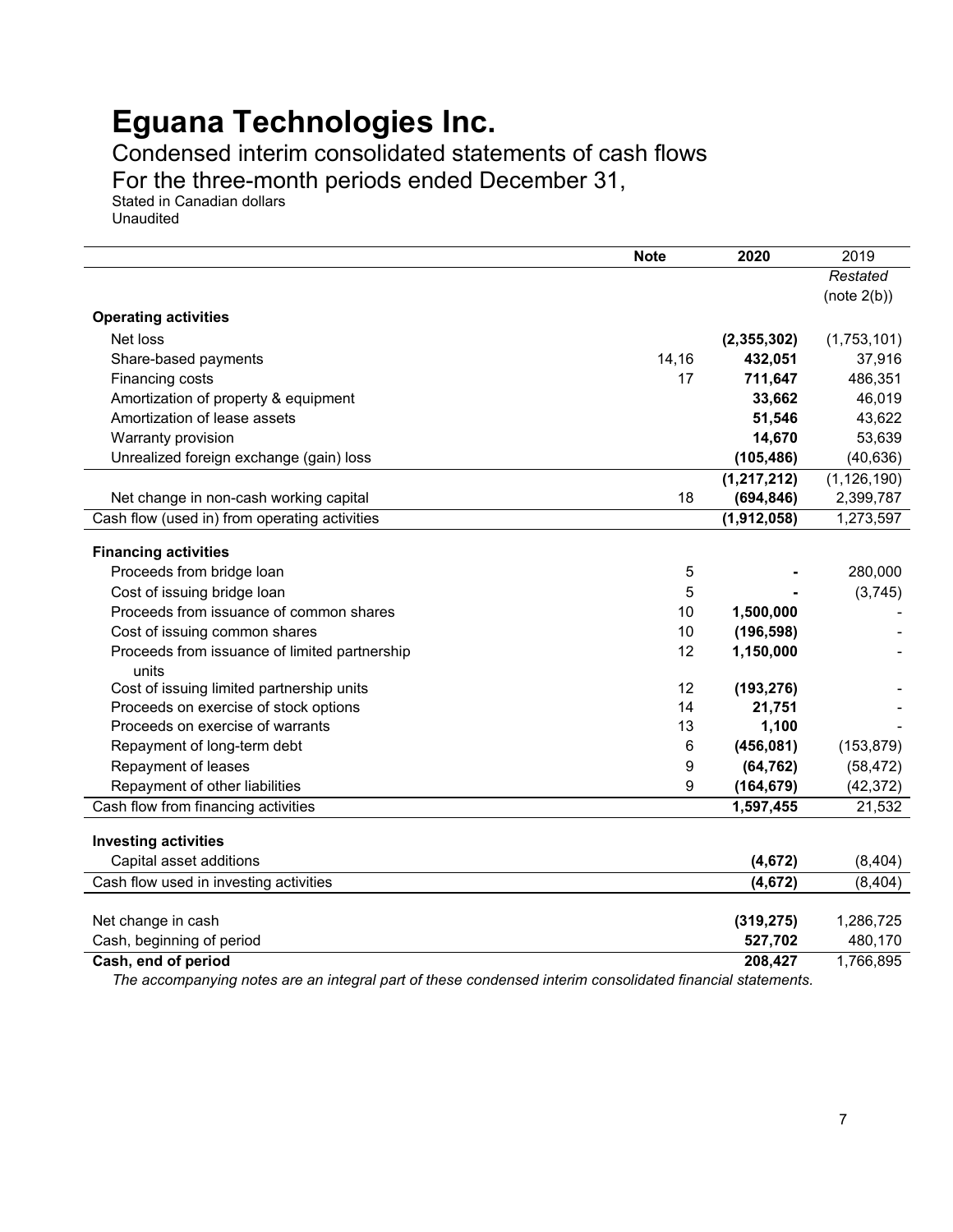# Eguana Technologies Inc.

Condensed interim consolidated statements of cash flows

For the three-month periods ended December 31,

Stated in Canadian dollars

Unaudited

| | Note | 2020 | 2019 |
|---|---|---|---|
| | | | *Restated* (note 2(b)) |
| **Operating activities** | | | |
| Net loss | | **(2,355,302)** | (1,753,101) |
| Share-based payments | 14,16 | **432,051** | 37,916 |
| Financing costs | 17 | **711,647** | 486,351 |
| Amortization of property & equipment | | **33,662** | 46,019 |
| Amortization of lease assets | | **51,546** | 43,622 |
| Warranty provision | | **14,670** | 53,639 |
| Unrealized foreign exchange (gain) loss | | **(105,486)** | (40,636) |
| | | **(1,217,212)** | (1,126,190) |
| Net change in non-cash working capital | 18 | **(694,846)** | 2,399,787 |
| Cash flow (used in) from operating activities | | **(1,912,058)** | 1,273,597 |
| **Financing activities** | | | |
| Proceeds from bridge loan | 5 | **-** | 280,000 |
| Cost of issuing bridge loan | 5 | **-** | (3,745) |
| Proceeds from issuance of common shares | 10 | **1,500,000** | - |
| Cost of issuing common shares | 10 | **(196,598)** | - |
| Proceeds from issuance of limited partnership units | 12 | **1,150,000** | - |
| Cost of issuing limited partnership units | 12 | **(193,276)** | - |
| Proceeds on exercise of stock options | 14 | **21,751** | - |
| Proceeds on exercise of warrants | 13 | **1,100** | - |
| Repayment of long-term debt | 6 | **(456,081)** | (153,879) |
| Repayment of leases | 9 | **(64,762)** | (58,472) |
| Repayment of other liabilities | 9 | **(164,679)** | (42,372) |
| Cash flow from financing activities | | **1,597,455** | 21,532 |
| **Investing activities** | | | |
| Capital asset additions | | **(4,672)** | (8,404) |
| Cash flow used in investing activities | | **(4,672)** | (8,404) |
| Net change in cash | | **(319,275)** | 1,286,725 |
| Cash, beginning of period | | **527,702** | 480,170 |
| **Cash, end of period** | | **208,427** | 1,766,895 |

*The accompanying notes are an integral part of these condensed interim consolidated financial statements.*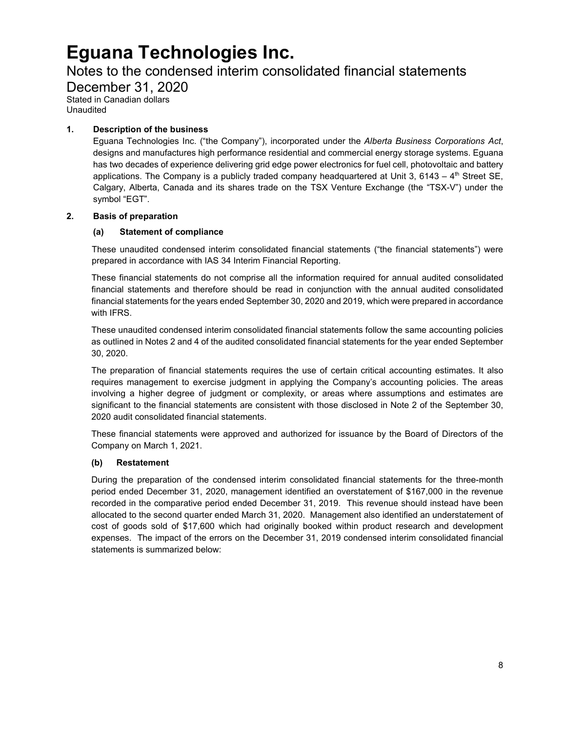# Eguana Technologies Inc.

## Notes to the condensed interim consolidated financial statements

## December 31, 2020

Stated in Canadian dollars
Unaudited

### 1. Description of the business

Eguana Technologies Inc. ("the Company"), incorporated under the *Alberta Business Corporations Act*, designs and manufactures high performance residential and commercial energy storage systems. Eguana has two decades of experience delivering grid edge power electronics for fuel cell, photovoltaic and battery applications. The Company is a publicly traded company headquartered at Unit 3, 6143 – 4th Street SE, Calgary, Alberta, Canada and its shares trade on the TSX Venture Exchange (the "TSX-V") under the symbol "EGT".

### 2. Basis of preparation

#### (a) Statement of compliance

These unaudited condensed interim consolidated financial statements ("the financial statements") were prepared in accordance with IAS 34 Interim Financial Reporting.

These financial statements do not comprise all the information required for annual audited consolidated financial statements and therefore should be read in conjunction with the annual audited consolidated financial statements for the years ended September 30, 2020 and 2019, which were prepared in accordance with IFRS.

These unaudited condensed interim consolidated financial statements follow the same accounting policies as outlined in Notes 2 and 4 of the audited consolidated financial statements for the year ended September 30, 2020.

The preparation of financial statements requires the use of certain critical accounting estimates. It also requires management to exercise judgment in applying the Company's accounting policies. The areas involving a higher degree of judgment or complexity, or areas where assumptions and estimates are significant to the financial statements are consistent with those disclosed in Note 2 of the September 30, 2020 audit consolidated financial statements.

These financial statements were approved and authorized for issuance by the Board of Directors of the Company on March 1, 2021.

#### (b) Restatement

During the preparation of the condensed interim consolidated financial statements for the three-month period ended December 31, 2020, management identified an overstatement of $167,000 in the revenue recorded in the comparative period ended December 31, 2019. This revenue should instead have been allocated to the second quarter ended March 31, 2020. Management also identified an understatement of cost of goods sold of $17,600 which had originally booked within product research and development expenses. The impact of the errors on the December 31, 2019 condensed interim consolidated financial statements is summarized below: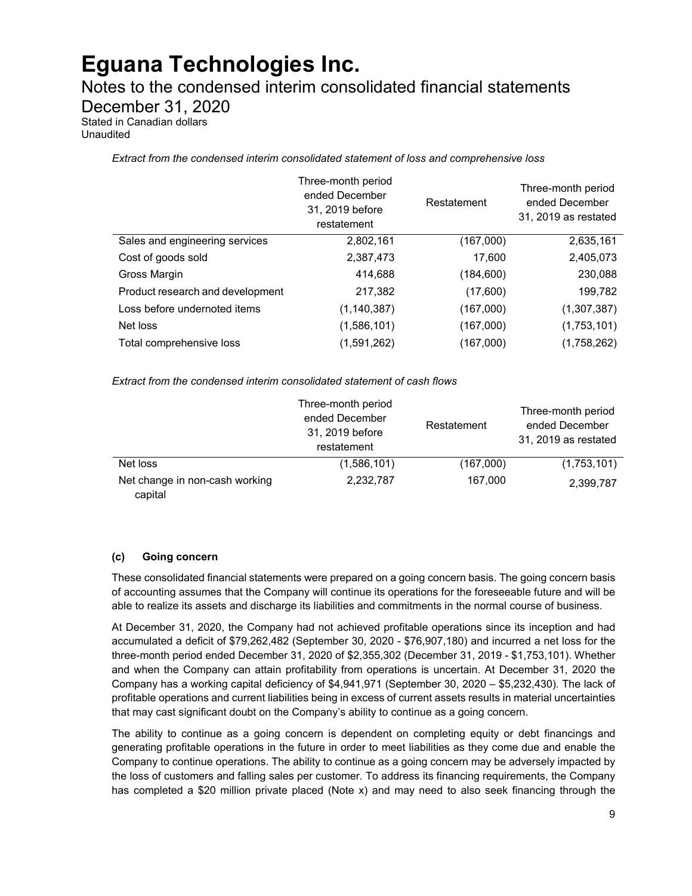*Extract from the condensed interim consolidated statement of loss and comprehensive loss*

| | Three-month period ended December 31, 2019 before restatement | Restatement | Three-month period ended December 31, 2019 as restated |
|---|---|---|---|
| Sales and engineering services | 2,802,161 | (167,000) | 2,635,161 |
| Cost of goods sold | 2,387,473 | 17,600 | 2,405,073 |
| Gross Margin | 414,688 | (184,600) | 230,088 |
| Product research and development | 217,382 | (17,600) | 199,782 |
| Loss before undernoted items | (1,140,387) | (167,000) | (1,307,387) |
| Net loss | (1,586,101) | (167,000) | (1,753,101) |
| Total comprehensive loss | (1,591,262) | (167,000) | (1,758,262) |

*Extract from the condensed interim consolidated statement of cash flows*

| | Three-month period ended December 31, 2019 before restatement | Restatement | Three-month period ended December 31, 2019 as restated |
|---|---|---|---|
| Net loss | (1,586,101) | (167,000) | (1,753,101) |
| Net change in non-cash working capital | 2,232,787 | 167,000 | 2,399,787 |

### (c) Going concern

These consolidated financial statements were prepared on a going concern basis. The going concern basis of accounting assumes that the Company will continue its operations for the foreseeable future and will be able to realize its assets and discharge its liabilities and commitments in the normal course of business.

At December 31, 2020, the Company had not achieved profitable operations since its inception and had accumulated a deficit of $79,262,482 (September 30, 2020 - $76,907,180) and incurred a net loss for the three-month period ended December 31, 2020 of $2,355,302 (December 31, 2019 - $1,753,101). Whether and when the Company can attain profitability from operations is uncertain. At December 31, 2020 the Company has a working capital deficiency of $4,941,971 (September 30, 2020 – $5,232,430). The lack of profitable operations and current liabilities being in excess of current assets results in material uncertainties that may cast significant doubt on the Company's ability to continue as a going concern.

The ability to continue as a going concern is dependent on completing equity or debt financings and generating profitable operations in the future in order to meet liabilities as they come due and enable the Company to continue operations. The ability to continue as a going concern may be adversely impacted by the loss of customers and falling sales per customer. To address its financing requirements, the Company has completed a $20 million private placed (Note x) and may need to also seek financing through the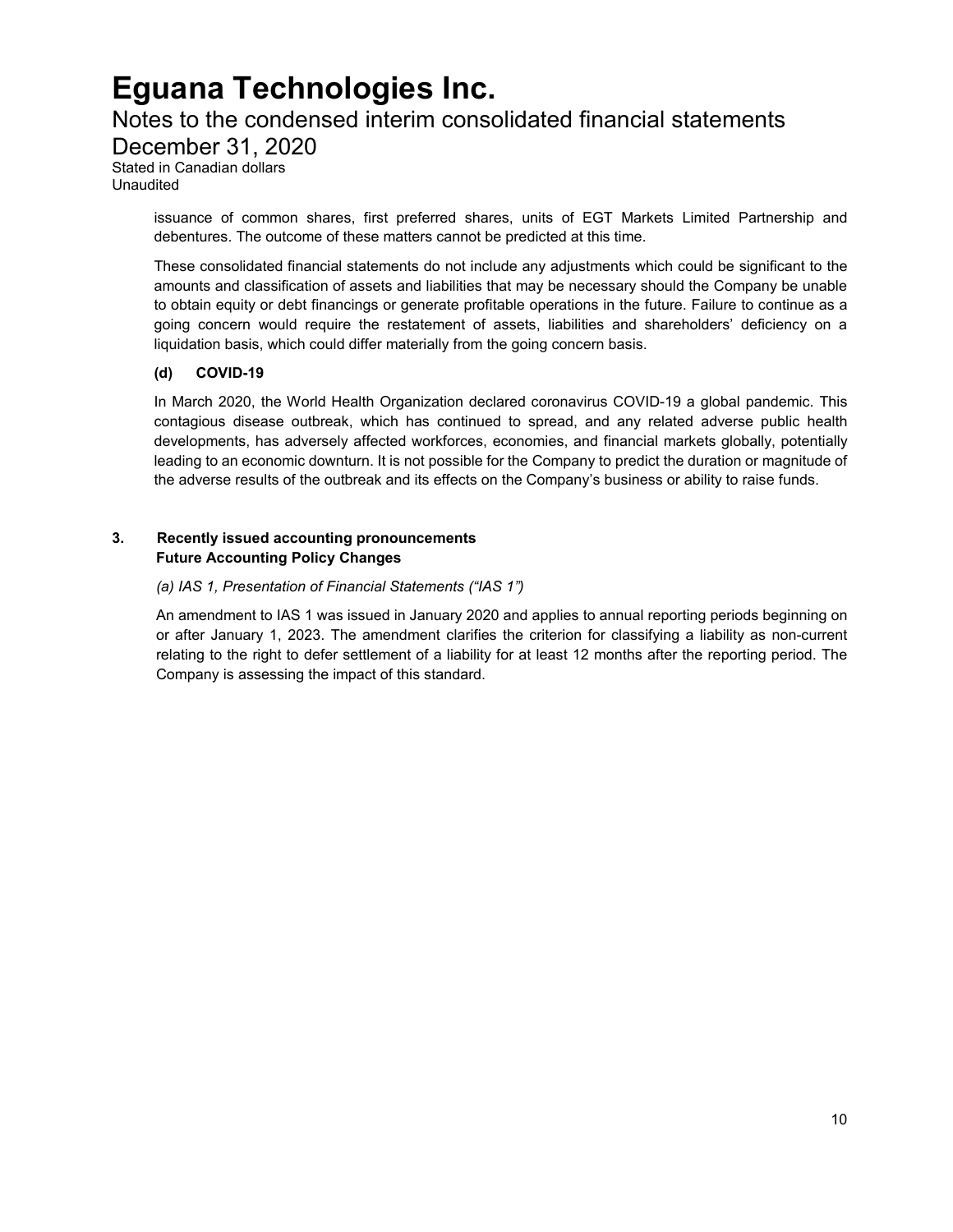issuance of common shares, first preferred shares, units of EGT Markets Limited Partnership and debentures. The outcome of these matters cannot be predicted at this time.

These consolidated financial statements do not include any adjustments which could be significant to the amounts and classification of assets and liabilities that may be necessary should the Company be unable to obtain equity or debt financings or generate profitable operations in the future. Failure to continue as a going concern would require the restatement of assets, liabilities and shareholders' deficiency on a liquidation basis, which could differ materially from the going concern basis.

**(d) COVID-19**

In March 2020, the World Health Organization declared coronavirus COVID-19 a global pandemic. This contagious disease outbreak, which has continued to spread, and any related adverse public health developments, has adversely affected workforces, economies, and financial markets globally, potentially leading to an economic downturn. It is not possible for the Company to predict the duration or magnitude of the adverse results of the outbreak and its effects on the Company's business or ability to raise funds.

## 3. Recently issued accounting pronouncements

**Future Accounting Policy Changes**

*(a) IAS 1, Presentation of Financial Statements ("IAS 1")*

An amendment to IAS 1 was issued in January 2020 and applies to annual reporting periods beginning on or after January 1, 2023. The amendment clarifies the criterion for classifying a liability as non-current relating to the right to defer settlement of a liability for at least 12 months after the reporting period. The Company is assessing the impact of this standard.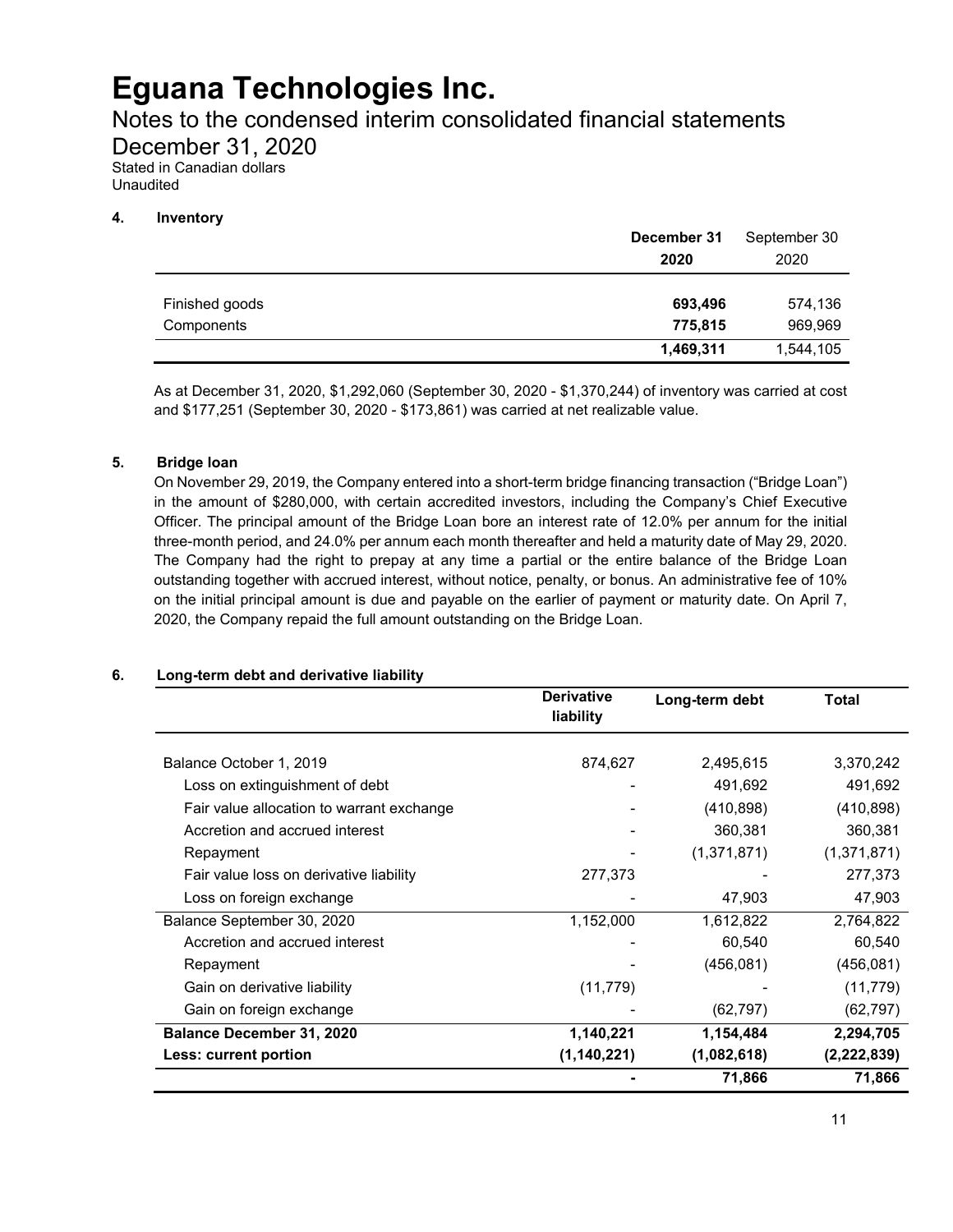# Eguana Technologies Inc.

Notes to the condensed interim consolidated financial statements
December 31, 2020
Stated in Canadian dollars
Unaudited

### 4. Inventory

| | December 31 2020 | September 30 2020 |
|---|---|---|
| Finished goods | **693,496** | 574,136 |
| Components | **775,815** | 969,969 |
| | **1,469,311** | 1,544,105 |

As at December 31, 2020, $1,292,060 (September 30, 2020 - $1,370,244) of inventory was carried at cost and $177,251 (September 30, 2020 - $173,861) was carried at net realizable value.

### 5. Bridge loan

On November 29, 2019, the Company entered into a short-term bridge financing transaction ("Bridge Loan") in the amount of $280,000, with certain accredited investors, including the Company's Chief Executive Officer. The principal amount of the Bridge Loan bore an interest rate of 12.0% per annum for the initial three-month period, and 24.0% per annum each month thereafter and held a maturity date of May 29, 2020. The Company had the right to prepay at any time a partial or the entire balance of the Bridge Loan outstanding together with accrued interest, without notice, penalty, or bonus. An administrative fee of 10% on the initial principal amount is due and payable on the earlier of payment or maturity date. On April 7, 2020, the Company repaid the full amount outstanding on the Bridge Loan.

### 6. Long-term debt and derivative liability

| | Derivative liability | Long-term debt | Total |
|---|---|---|---|
| Balance October 1, 2019 | 874,627 | 2,495,615 | 3,370,242 |
| Loss on extinguishment of debt | - | 491,692 | 491,692 |
| Fair value allocation to warrant exchange | - | (410,898) | (410,898) |
| Accretion and accrued interest | - | 360,381 | 360,381 |
| Repayment | - | (1,371,871) | (1,371,871) |
| Fair value loss on derivative liability | 277,373 | - | 277,373 |
| Loss on foreign exchange | - | 47,903 | 47,903 |
| Balance September 30, 2020 | 1,152,000 | 1,612,822 | 2,764,822 |
| Accretion and accrued interest | - | 60,540 | 60,540 |
| Repayment | - | (456,081) | (456,081) |
| Gain on derivative liability | (11,779) | - | (11,779) |
| Gain on foreign exchange | - | (62,797) | (62,797) |
| **Balance December 31, 2020** | **1,140,221** | **1,154,484** | **2,294,705** |
| **Less: current portion** | **(1,140,221)** | **(1,082,618)** | **(2,222,839)** |
| | **-** | **71,866** | **71,866** |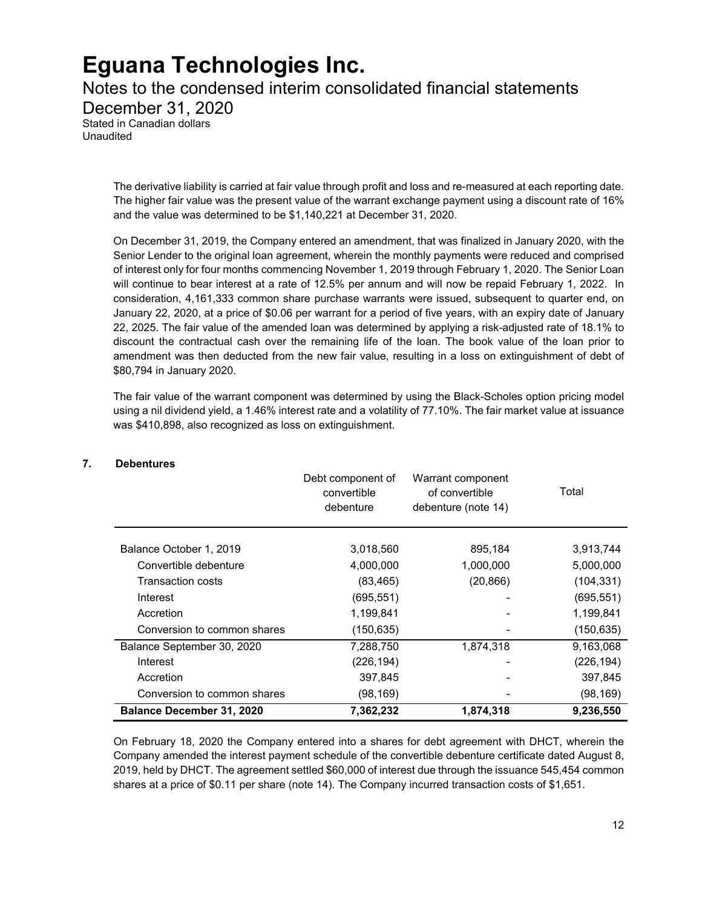The derivative liability is carried at fair value through profit and loss and re-measured at each reporting date. The higher fair value was the present value of the warrant exchange payment using a discount rate of 16% and the value was determined to be $1,140,221 at December 31, 2020.

On December 31, 2019, the Company entered an amendment, that was finalized in January 2020, with the Senior Lender to the original loan agreement, wherein the monthly payments were reduced and comprised of interest only for four months commencing November 1, 2019 through February 1, 2020. The Senior Loan will continue to bear interest at a rate of 12.5% per annum and will now be repaid February 1, 2022. In consideration, 4,161,333 common share purchase warrants were issued, subsequent to quarter end, on January 22, 2020, at a price of $0.06 per warrant for a period of five years, with an expiry date of January 22, 2025. The fair value of the amended loan was determined by applying a risk-adjusted rate of 18.1% to discount the contractual cash over the remaining life of the loan. The book value of the loan prior to amendment was then deducted from the new fair value, resulting in a loss on extinguishment of debt of $80,794 in January 2020.

The fair value of the warrant component was determined by using the Black-Scholes option pricing model using a nil dividend yield, a 1.46% interest rate and a volatility of 77.10%. The fair market value at issuance was $410,898, also recognized as loss on extinguishment.

## 7. Debentures

| | Debt component of convertible debenture | Warrant component of convertible debenture (note 14) | Total |
|---|---|---|---|
| Balance October 1, 2019 | 3,018,560 | 895,184 | 3,913,744 |
| Convertible debenture | 4,000,000 | 1,000,000 | 5,000,000 |
| Transaction costs | (83,465) | (20,866) | (104,331) |
| Interest | (695,551) | - | (695,551) |
| Accretion | 1,199,841 | - | 1,199,841 |
| Conversion to common shares | (150,635) | - | (150,635) |
| Balance September 30, 2020 | 7,288,750 | 1,874,318 | 9,163,068 |
| Interest | (226,194) | - | (226,194) |
| Accretion | 397,845 | - | 397,845 |
| Conversion to common shares | (98,169) | - | (98,169) |
| **Balance December 31, 2020** | **7,362,232** | **1,874,318** | **9,236,550** |

On February 18, 2020 the Company entered into a shares for debt agreement with DHCT, wherein the Company amended the interest payment schedule of the convertible debenture certificate dated August 8, 2019, held by DHCT. The agreement settled $60,000 of interest due through the issuance 545,454 common shares at a price of $0.11 per share (note 14). The Company incurred transaction costs of $1,651.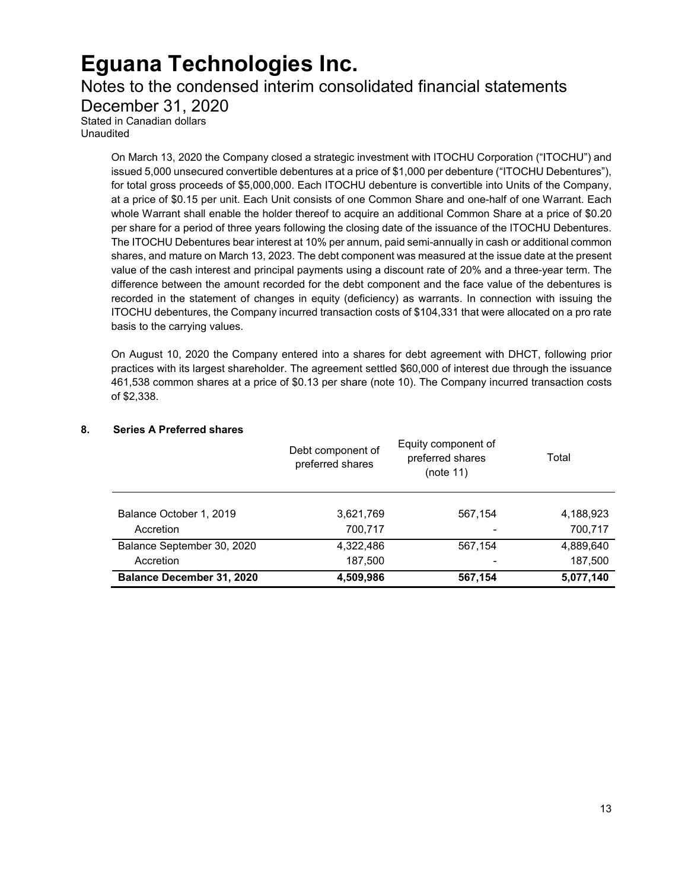On March 13, 2020 the Company closed a strategic investment with ITOCHU Corporation ("ITOCHU") and issued 5,000 unsecured convertible debentures at a price of $1,000 per debenture ("ITOCHU Debentures"), for total gross proceeds of $5,000,000. Each ITOCHU debenture is convertible into Units of the Company, at a price of $0.15 per unit. Each Unit consists of one Common Share and one-half of one Warrant. Each whole Warrant shall enable the holder thereof to acquire an additional Common Share at a price of $0.20 per share for a period of three years following the closing date of the issuance of the ITOCHU Debentures. The ITOCHU Debentures bear interest at 10% per annum, paid semi-annually in cash or additional common shares, and mature on March 13, 2023. The debt component was measured at the issue date at the present value of the cash interest and principal payments using a discount rate of 20% and a three-year term. The difference between the amount recorded for the debt component and the face value of the debentures is recorded in the statement of changes in equity (deficiency) as warrants. In connection with issuing the ITOCHU debentures, the Company incurred transaction costs of $104,331 that were allocated on a pro rate basis to the carrying values.

On August 10, 2020 the Company entered into a shares for debt agreement with DHCT, following prior practices with its largest shareholder. The agreement settled $60,000 of interest due through the issuance 461,538 common shares at a price of $0.13 per share (note 10). The Company incurred transaction costs of $2,338.

## 8. Series A Preferred shares

| | Debt component of preferred shares | Equity component of preferred shares (note 11) | Total |
|---|---|---|---|
| Balance October 1, 2019 | 3,621,769 | 567,154 | 4,188,923 |
| Accretion | 700,717 | - | 700,717 |
| Balance September 30, 2020 | 4,322,486 | 567,154 | 4,889,640 |
| Accretion | 187,500 | - | 187,500 |
| **Balance December 31, 2020** | **4,509,986** | **567,154** | **5,077,140** |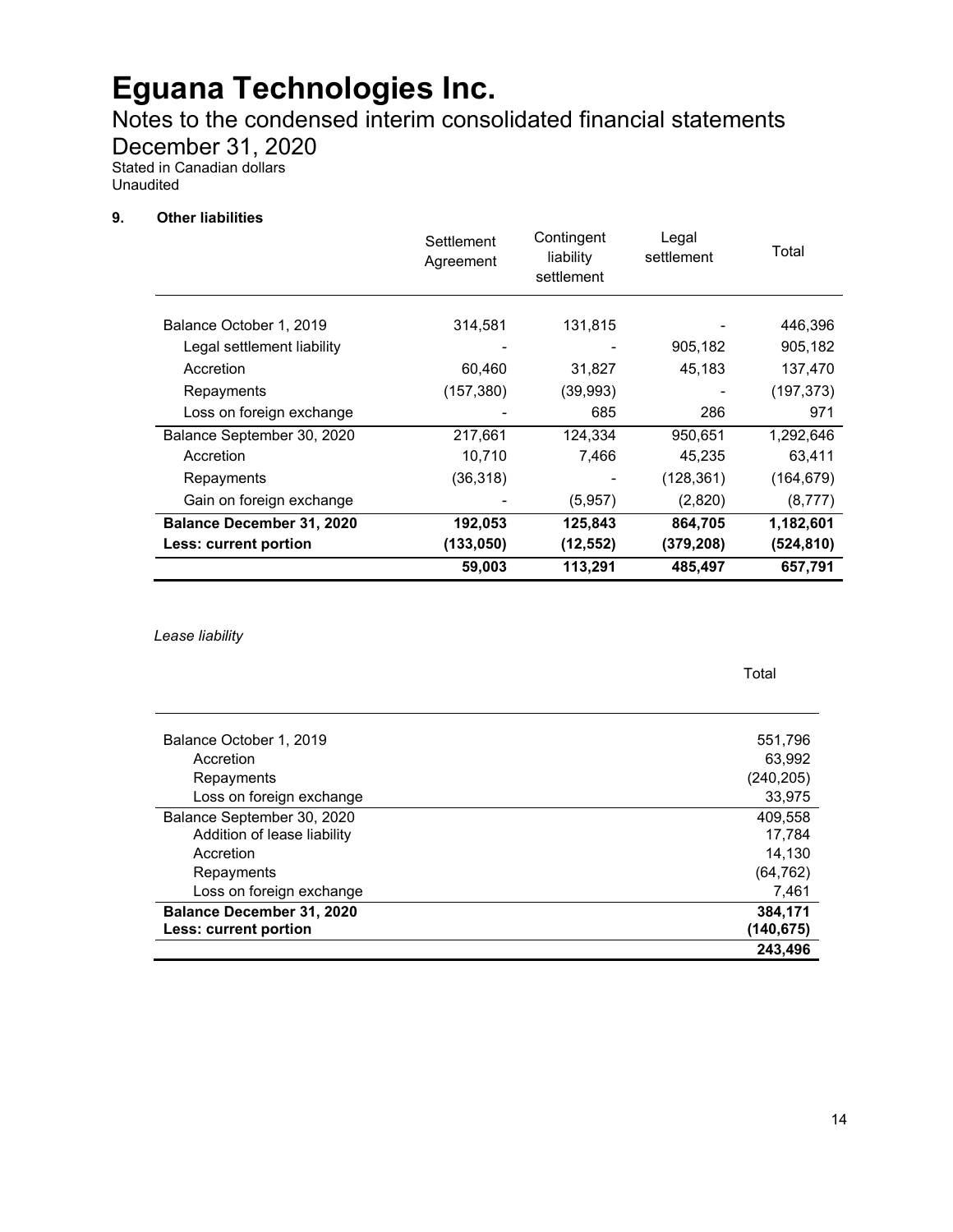# Eguana Technologies Inc.

Notes to the condensed interim consolidated financial statements

December 31, 2020

Stated in Canadian dollars

Unaudited

**9. Other liabilities**

| | Settlement Agreement | Contingent liability settlement | Legal settlement | Total |
|---|---|---|---|---|
| Balance October 1, 2019 | 314,581 | 131,815 | - | 446,396 |
| Legal settlement liability | - | - | 905,182 | 905,182 |
| Accretion | 60,460 | 31,827 | 45,183 | 137,470 |
| Repayments | (157,380) | (39,993) | - | (197,373) |
| Loss on foreign exchange | - | 685 | 286 | 971 |
| Balance September 30, 2020 | 217,661 | 124,334 | 950,651 | 1,292,646 |
| Accretion | 10,710 | 7,466 | 45,235 | 63,411 |
| Repayments | (36,318) | - | (128,361) | (164,679) |
| Gain on foreign exchange | - | (5,957) | (2,820) | (8,777) |
| **Balance December 31, 2020** | **192,053** | **125,843** | **864,705** | **1,182,601** |
| **Less: current portion** | **(133,050)** | **(12,552)** | **(379,208)** | **(524,810)** |
| | **59,003** | **113,291** | **485,497** | **657,791** |

*Lease liability*

| | Total |
|---|---|
| Balance October 1, 2019 | 551,796 |
| Accretion | 63,992 |
| Repayments | (240,205) |
| Loss on foreign exchange | 33,975 |
| Balance September 30, 2020 | 409,558 |
| Addition of lease liability | 17,784 |
| Accretion | 14,130 |
| Repayments | (64,762) |
| Loss on foreign exchange | 7,461 |
| **Balance December 31, 2020** | **384,171** |
| **Less: current portion** | **(140,675)** |
| | **243,496** |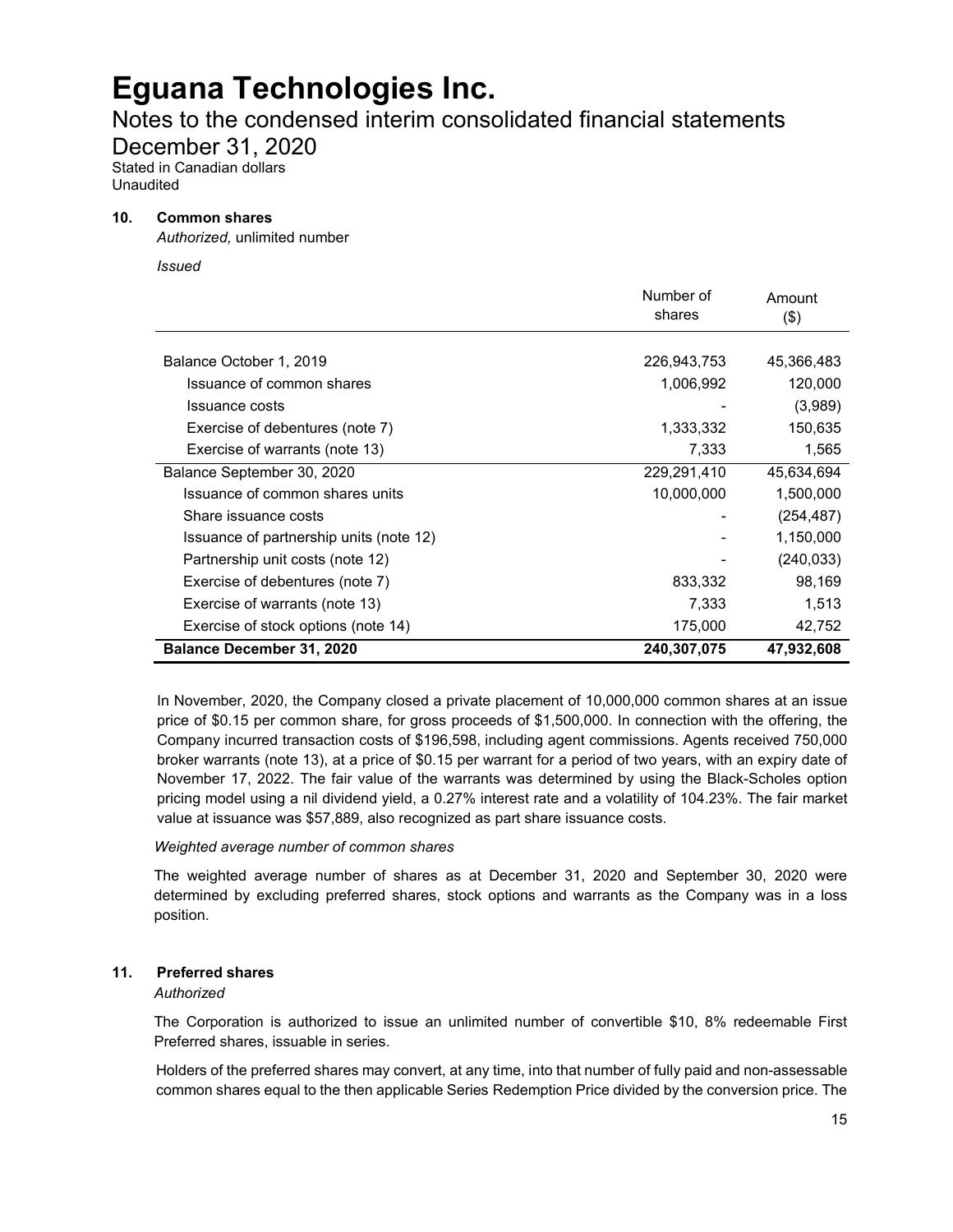# Eguana Technologies Inc.

## Notes to the condensed interim consolidated financial statements

## December 31, 2020

Stated in Canadian dollars
Unaudited

### 10. Common shares

*Authorized,* unlimited number

*Issued*

| | Number of shares | Amount ($) |
|---|---|---|
| Balance October 1, 2019 | 226,943,753 | 45,366,483 |
| Issuance of common shares | 1,006,992 | 120,000 |
| Issuance costs | - | (3,989) |
| Exercise of debentures (note 7) | 1,333,332 | 150,635 |
| Exercise of warrants (note 13) | 7,333 | 1,565 |
| Balance September 30, 2020 | 229,291,410 | 45,634,694 |
| Issuance of common shares units | 10,000,000 | 1,500,000 |
| Share issuance costs | - | (254,487) |
| Issuance of partnership units (note 12) | - | 1,150,000 |
| Partnership unit costs (note 12) | - | (240,033) |
| Exercise of debentures (note 7) | 833,332 | 98,169 |
| Exercise of warrants (note 13) | 7,333 | 1,513 |
| Exercise of stock options (note 14) | 175,000 | 42,752 |
| **Balance December 31, 2020** | **240,307,075** | **47,932,608** |

In November, 2020, the Company closed a private placement of 10,000,000 common shares at an issue price of $0.15 per common share, for gross proceeds of $1,500,000. In connection with the offering, the Company incurred transaction costs of $196,598, including agent commissions. Agents received 750,000 broker warrants (note 13), at a price of $0.15 per warrant for a period of two years, with an expiry date of November 17, 2022. The fair value of the warrants was determined by using the Black-Scholes option pricing model using a nil dividend yield, a 0.27% interest rate and a volatility of 104.23%. The fair market value at issuance was $57,889, also recognized as part share issuance costs.

*Weighted average number of common shares*

The weighted average number of shares as at December 31, 2020 and September 30, 2020 were determined by excluding preferred shares, stock options and warrants as the Company was in a loss position.

### 11. Preferred shares

*Authorized*

The Corporation is authorized to issue an unlimited number of convertible $10, 8% redeemable First Preferred shares, issuable in series.

Holders of the preferred shares may convert, at any time, into that number of fully paid and non-assessable common shares equal to the then applicable Series Redemption Price divided by the conversion price. The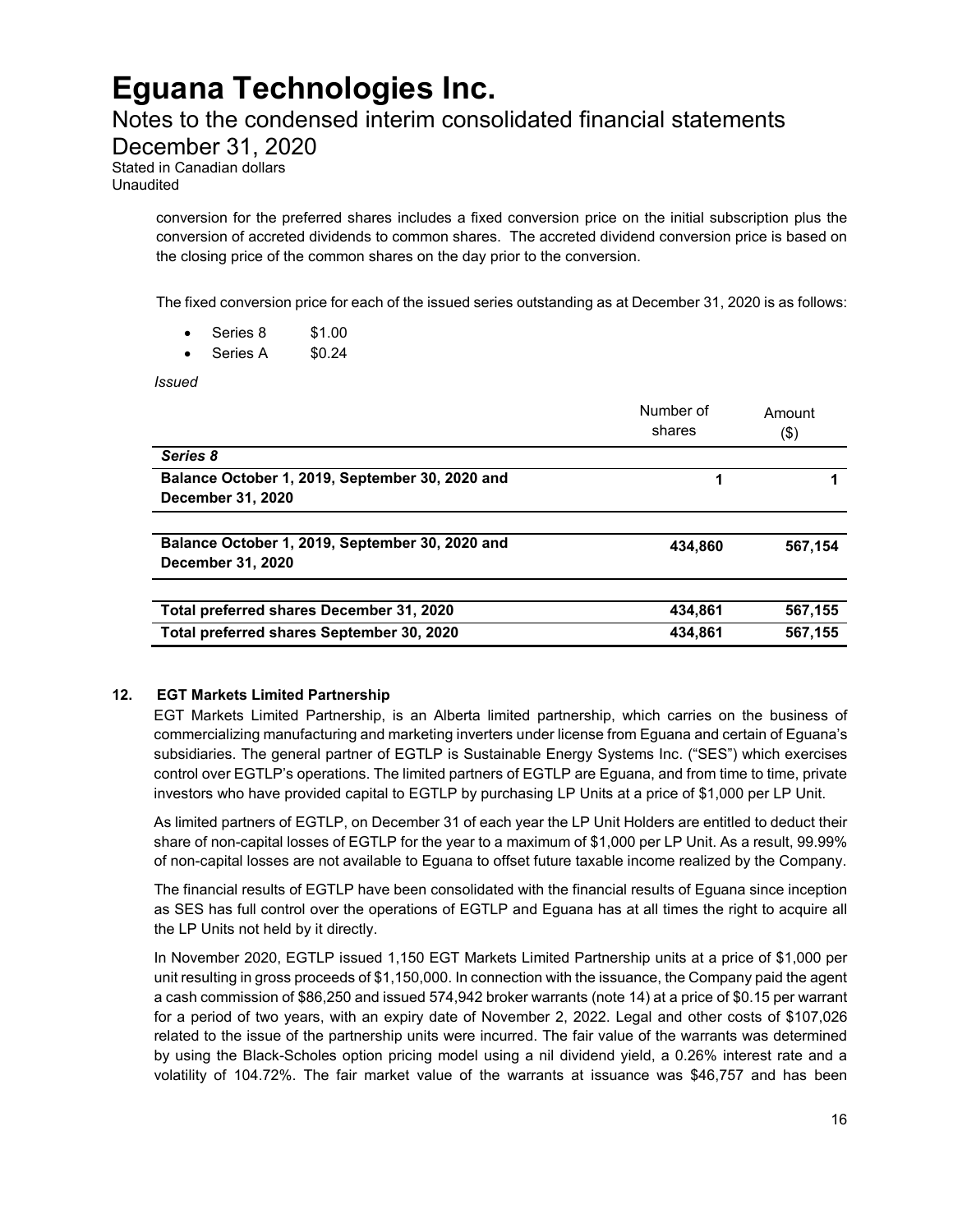conversion for the preferred shares includes a fixed conversion price on the initial subscription plus the conversion of accreted dividends to common shares. The accreted dividend conversion price is based on the closing price of the common shares on the day prior to the conversion.

The fixed conversion price for each of the issued series outstanding as at December 31, 2020 is as follows:

- Series 8 $1.00
- Series A $0.24

*Issued*

| | Number of shares | Amount ($) |
|---|---|---|
| ***Series 8*** | | |
| **Balance October 1, 2019, September 30, 2020 and December 31, 2020** | **1** | **1** |
| | | |
| **Balance October 1, 2019, September 30, 2020 and December 31, 2020** | **434,860** | **567,154** |
| | | |
| **Total preferred shares December 31, 2020** | **434,861** | **567,155** |
| **Total preferred shares September 30, 2020** | **434,861** | **567,155** |

## 12. EGT Markets Limited Partnership

EGT Markets Limited Partnership, is an Alberta limited partnership, which carries on the business of commercializing manufacturing and marketing inverters under license from Eguana and certain of Eguana's subsidiaries. The general partner of EGTLP is Sustainable Energy Systems Inc. ("SES") which exercises control over EGTLP's operations. The limited partners of EGTLP are Eguana, and from time to time, private investors who have provided capital to EGTLP by purchasing LP Units at a price of $1,000 per LP Unit.

As limited partners of EGTLP, on December 31 of each year the LP Unit Holders are entitled to deduct their share of non-capital losses of EGTLP for the year to a maximum of $1,000 per LP Unit. As a result, 99.99% of non-capital losses are not available to Eguana to offset future taxable income realized by the Company.

The financial results of EGTLP have been consolidated with the financial results of Eguana since inception as SES has full control over the operations of EGTLP and Eguana has at all times the right to acquire all the LP Units not held by it directly.

In November 2020, EGTLP issued 1,150 EGT Markets Limited Partnership units at a price of $1,000 per unit resulting in gross proceeds of $1,150,000. In connection with the issuance, the Company paid the agent a cash commission of $86,250 and issued 574,942 broker warrants (note 14) at a price of $0.15 per warrant for a period of two years, with an expiry date of November 2, 2022. Legal and other costs of $107,026 related to the issue of the partnership units were incurred. The fair value of the warrants was determined by using the Black-Scholes option pricing model using a nil dividend yield, a 0.26% interest rate and a volatility of 104.72%. The fair market value of the warrants at issuance was $46,757 and has been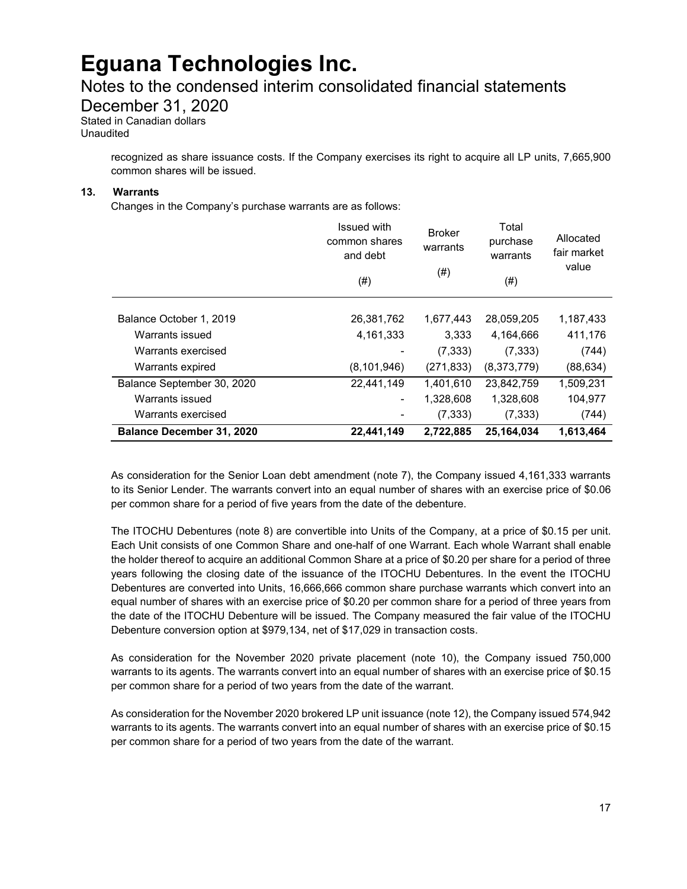recognized as share issuance costs. If the Company exercises its right to acquire all LP units, 7,665,900 common shares will be issued.

## 13. Warrants

Changes in the Company's purchase warrants are as follows:

| | Issued with common shares and debt (#) | Broker warrants (#) | Total purchase warrants (#) | Allocated fair market value |
|---|---|---|---|---|
| Balance October 1, 2019 | 26,381,762 | 1,677,443 | 28,059,205 | 1,187,433 |
| Warrants issued | 4,161,333 | 3,333 | 4,164,666 | 411,176 |
| Warrants exercised | - | (7,333) | (7,333) | (744) |
| Warrants expired | (8,101,946) | (271,833) | (8,373,779) | (88,634) |
| Balance September 30, 2020 | 22,441,149 | 1,401,610 | 23,842,759 | 1,509,231 |
| Warrants issued | - | 1,328,608 | 1,328,608 | 104,977 |
| Warrants exercised | - | (7,333) | (7,333) | (744) |
| **Balance December 31, 2020** | **22,441,149** | **2,722,885** | **25,164,034** | **1,613,464** |

As consideration for the Senior Loan debt amendment (note 7), the Company issued 4,161,333 warrants to its Senior Lender. The warrants convert into an equal number of shares with an exercise price of $0.06 per common share for a period of five years from the date of the debenture.

The ITOCHU Debentures (note 8) are convertible into Units of the Company, at a price of $0.15 per unit. Each Unit consists of one Common Share and one-half of one Warrant. Each whole Warrant shall enable the holder thereof to acquire an additional Common Share at a price of $0.20 per share for a period of three years following the closing date of the issuance of the ITOCHU Debentures. In the event the ITOCHU Debentures are converted into Units, 16,666,666 common share purchase warrants which convert into an equal number of shares with an exercise price of $0.20 per common share for a period of three years from the date of the ITOCHU Debenture will be issued. The Company measured the fair value of the ITOCHU Debenture conversion option at $979,134, net of $17,029 in transaction costs.

As consideration for the November 2020 private placement (note 10), the Company issued 750,000 warrants to its agents. The warrants convert into an equal number of shares with an exercise price of $0.15 per common share for a period of two years from the date of the warrant.

As consideration for the November 2020 brokered LP unit issuance (note 12), the Company issued 574,942 warrants to its agents. The warrants convert into an equal number of shares with an exercise price of $0.15 per common share for a period of two years from the date of the warrant.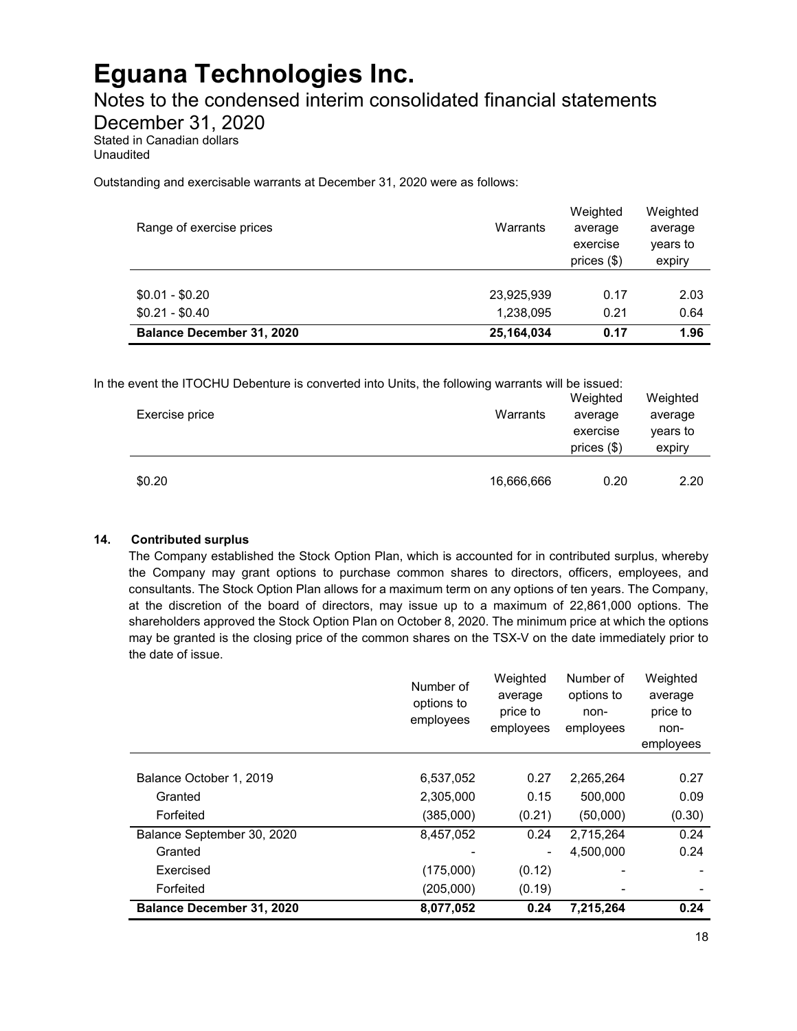Outstanding and exercisable warrants at December 31, 2020 were as follows:

| Range of exercise prices | Warrants | Weighted average exercise prices ($) | Weighted average years to expiry |
|---|---|---|---|
| $0.01 - $0.20 | 23,925,939 | 0.17 | 2.03 |
| $0.21 - $0.40 | 1,238,095 | 0.21 | 0.64 |
| **Balance December 31, 2020** | **25,164,034** | **0.17** | **1.96** |

In the event the ITOCHU Debenture is converted into Units, the following warrants will be issued:

| Exercise price | Warrants | Weighted average exercise prices ($) | Weighted average years to expiry |
|---|---|---|---|
| $0.20 | 16,666,666 | 0.20 | 2.20 |

**14. Contributed surplus**

The Company established the Stock Option Plan, which is accounted for in contributed surplus, whereby the Company may grant options to purchase common shares to directors, officers, employees, and consultants. The Stock Option Plan allows for a maximum term on any options of ten years. The Company, at the discretion of the board of directors, may issue up to a maximum of 22,861,000 options. The shareholders approved the Stock Option Plan on October 8, 2020. The minimum price at which the options may be granted is the closing price of the common shares on the TSX-V on the date immediately prior to the date of issue.

| | Number of options to employees | Weighted average price to employees | Number of options to non-employees | Weighted average price to non-employees |
|---|---|---|---|---|
| Balance October 1, 2019 | 6,537,052 | 0.27 | 2,265,264 | 0.27 |
| Granted | 2,305,000 | 0.15 | 500,000 | 0.09 |
| Forfeited | (385,000) | (0.21) | (50,000) | (0.30) |
| Balance September 30, 2020 | 8,457,052 | 0.24 | 2,715,264 | 0.24 |
| Granted | - | - | 4,500,000 | 0.24 |
| Exercised | (175,000) | (0.12) | - | - |
| Forfeited | (205,000) | (0.19) | - | - |
| **Balance December 31, 2020** | **8,077,052** | **0.24** | **7,215,264** | **0.24** |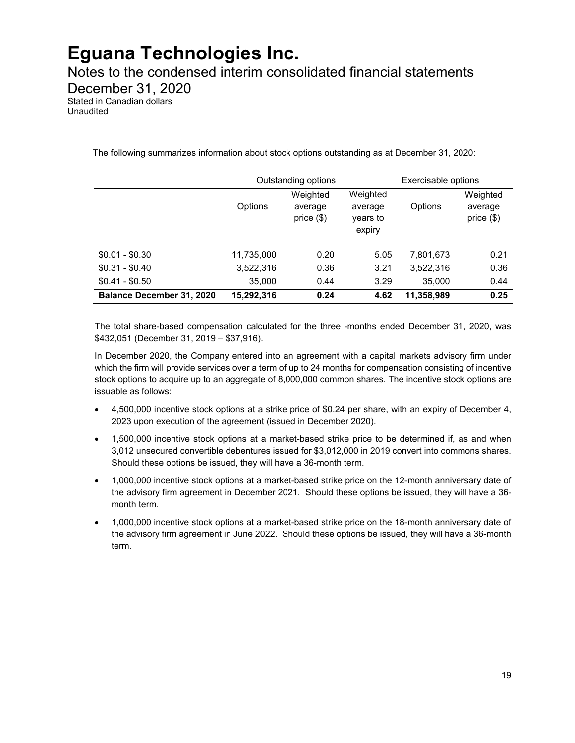# Eguana Technologies Inc.

Notes to the condensed interim consolidated financial statements
December 31, 2020
Stated in Canadian dollars
Unaudited

The following summarizes information about stock options outstanding as at December 31, 2020:

| | Outstanding options | | | Exercisable options | |
|---|---|---|---|---|---|
| | Options | Weighted average price ($) | Weighted average years to expiry | Options | Weighted average price ($) |
| $0.01 - $0.30 | 11,735,000 | 0.20 | 5.05 | 7,801,673 | 0.21 |
| $0.31 - $0.40 | 3,522,316 | 0.36 | 3.21 | 3,522,316 | 0.36 |
| $0.41 - $0.50 | 35,000 | 0.44 | 3.29 | 35,000 | 0.44 |
| **Balance December 31, 2020** | **15,292,316** | **0.24** | **4.62** | **11,358,989** | **0.25** |

The total share-based compensation calculated for the three -months ended December 31, 2020, was $432,051 (December 31, 2019 – $37,916).

In December 2020, the Company entered into an agreement with a capital markets advisory firm under which the firm will provide services over a term of up to 24 months for compensation consisting of incentive stock options to acquire up to an aggregate of 8,000,000 common shares. The incentive stock options are issuable as follows:

- 4,500,000 incentive stock options at a strike price of $0.24 per share, with an expiry of December 4, 2023 upon execution of the agreement (issued in December 2020).
- 1,500,000 incentive stock options at a market-based strike price to be determined if, as and when 3,012 unsecured convertible debentures issued for $3,012,000 in 2019 convert into commons shares. Should these options be issued, they will have a 36-month term.
- 1,000,000 incentive stock options at a market-based strike price on the 12-month anniversary date of the advisory firm agreement in December 2021. Should these options be issued, they will have a 36-month term.
- 1,000,000 incentive stock options at a market-based strike price on the 18-month anniversary date of the advisory firm agreement in June 2022. Should these options be issued, they will have a 36-month term.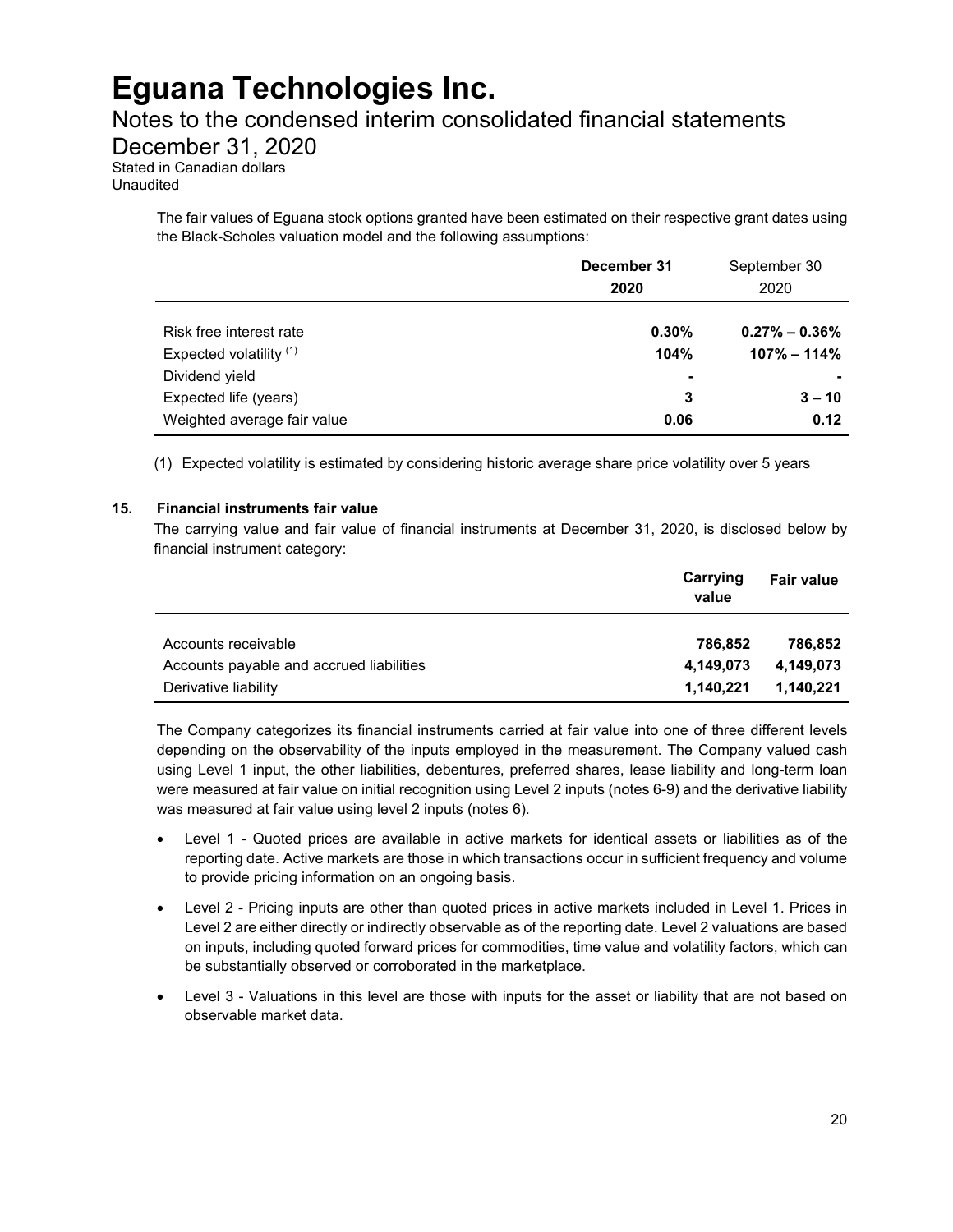The fair values of Eguana stock options granted have been estimated on their respective grant dates using the Black-Scholes valuation model and the following assumptions:

| | **December 31 2020** | September 30 2020 |
|---|---|---|
| Risk free interest rate | **0.30%** | **0.27% – 0.36%** |
| Expected volatility [(1)] | **104%** | **107% – 114%** |
| Dividend yield | **-** | **-** |
| Expected life (years) | **3** | **3 – 10** |
| Weighted average fair value | **0.06** | **0.12** |

(1) Expected volatility is estimated by considering historic average share price volatility over 5 years

## 15. Financial instruments fair value

The carrying value and fair value of financial instruments at December 31, 2020, is disclosed below by financial instrument category:

| | **Carrying value** | **Fair value** |
|---|---|---|
| Accounts receivable | **786,852** | **786,852** |
| Accounts payable and accrued liabilities | **4,149,073** | **4,149,073** |
| Derivative liability | **1,140,221** | **1,140,221** |

The Company categorizes its financial instruments carried at fair value into one of three different levels depending on the observability of the inputs employed in the measurement. The Company valued cash using Level 1 input, the other liabilities, debentures, preferred shares, lease liability and long-term loan were measured at fair value on initial recognition using Level 2 inputs (notes 6-9) and the derivative liability was measured at fair value using level 2 inputs (notes 6).

- Level 1 - Quoted prices are available in active markets for identical assets or liabilities as of the reporting date. Active markets are those in which transactions occur in sufficient frequency and volume to provide pricing information on an ongoing basis.
- Level 2 - Pricing inputs are other than quoted prices in active markets included in Level 1. Prices in Level 2 are either directly or indirectly observable as of the reporting date. Level 2 valuations are based on inputs, including quoted forward prices for commodities, time value and volatility factors, which can be substantially observed or corroborated in the marketplace.
- Level 3 - Valuations in this level are those with inputs for the asset or liability that are not based on observable market data.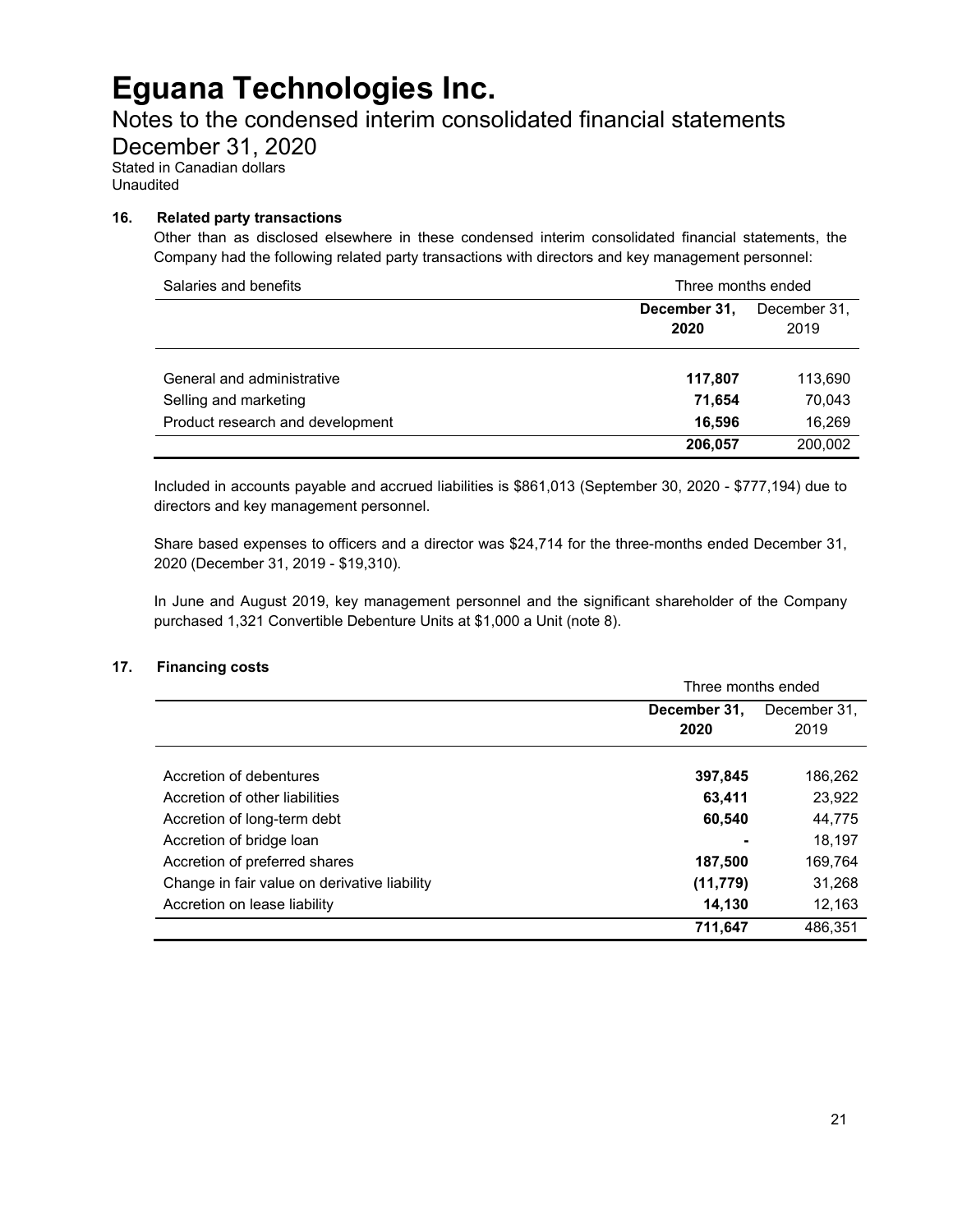# Eguana Technologies Inc.

## Notes to the condensed interim consolidated financial statements

## December 31, 2020

Stated in Canadian dollars
Unaudited

### 16. Related party transactions

Other than as disclosed elsewhere in these condensed interim consolidated financial statements, the Company had the following related party transactions with directors and key management personnel:

| Salaries and benefits | Three months ended | |
|---|---|---|
| | **December 31, 2020** | December 31, 2019 |
| General and administrative | **117,807** | 113,690 |
| Selling and marketing | **71,654** | 70,043 |
| Product research and development | **16,596** | 16,269 |
| | **206,057** | 200,002 |

Included in accounts payable and accrued liabilities is $861,013 (September 30, 2020 - $777,194) due to directors and key management personnel.

Share based expenses to officers and a director was $24,714 for the three-months ended December 31, 2020 (December 31, 2019 - $19,310).

In June and August 2019, key management personnel and the significant shareholder of the Company purchased 1,321 Convertible Debenture Units at $1,000 a Unit (note 8).

### 17. Financing costs

| | Three months ended | |
|---|---|---|
| | **December 31, 2020** | December 31, 2019 |
| Accretion of debentures | **397,845** | 186,262 |
| Accretion of other liabilities | **63,411** | 23,922 |
| Accretion of long-term debt | **60,540** | 44,775 |
| Accretion of bridge loan | **-** | 18,197 |
| Accretion of preferred shares | **187,500** | 169,764 |
| Change in fair value on derivative liability | **(11,779)** | 31,268 |
| Accretion on lease liability | **14,130** | 12,163 |
| | **711,647** | 486,351 |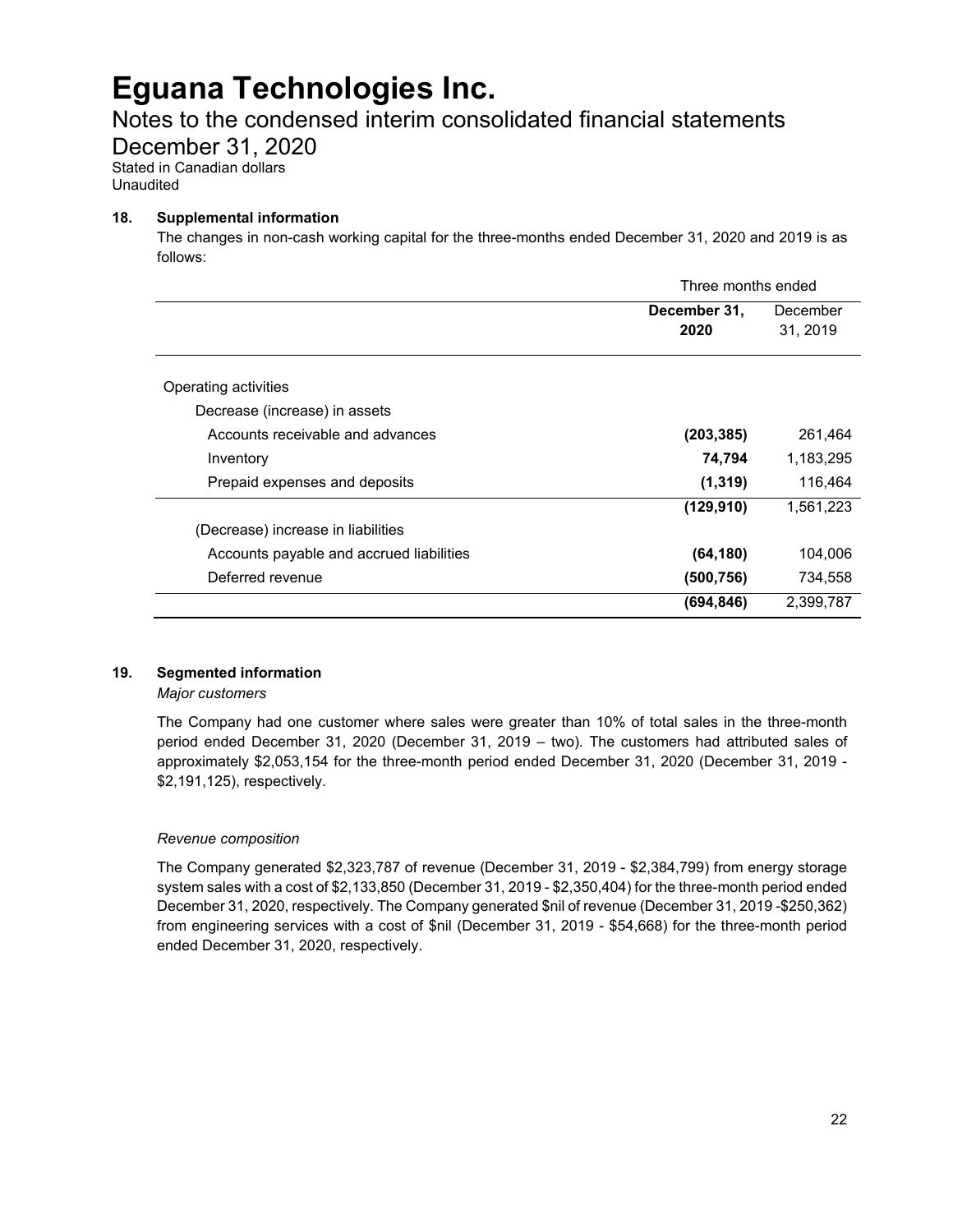# Eguana Technologies Inc.

## Notes to the condensed interim consolidated financial statements

## December 31, 2020

Stated in Canadian dollars
Unaudited

### 18. Supplemental information

The changes in non-cash working capital for the three-months ended December 31, 2020 and 2019 is as follows:

| | Three months ended | |
|---|---|---|
| | **December 31, 2020** | December 31, 2019 |
| Operating activities | | |
| Decrease (increase) in assets | | |
| Accounts receivable and advances | **(203,385)** | 261,464 |
| Inventory | **74,794** | 1,183,295 |
| Prepaid expenses and deposits | **(1,319)** | 116,464 |
| | **(129,910)** | 1,561,223 |
| (Decrease) increase in liabilities | | |
| Accounts payable and accrued liabilities | **(64,180)** | 104,006 |
| Deferred revenue | **(500,756)** | 734,558 |
| | **(694,846)** | 2,399,787 |

### 19. Segmented information

*Major customers*

The Company had one customer where sales were greater than 10% of total sales in the three-month period ended December 31, 2020 (December 31, 2019 – two). The customers had attributed sales of approximately $2,053,154 for the three-month period ended December 31, 2020 (December 31, 2019 - $2,191,125), respectively.

*Revenue composition*

The Company generated $2,323,787 of revenue (December 31, 2019 - $2,384,799) from energy storage system sales with a cost of $2,133,850 (December 31, 2019 - $2,350,404) for the three-month period ended December 31, 2020, respectively. The Company generated $nil of revenue (December 31, 2019 -$250,362) from engineering services with a cost of $nil (December 31, 2019 - $54,668) for the three-month period ended December 31, 2020, respectively.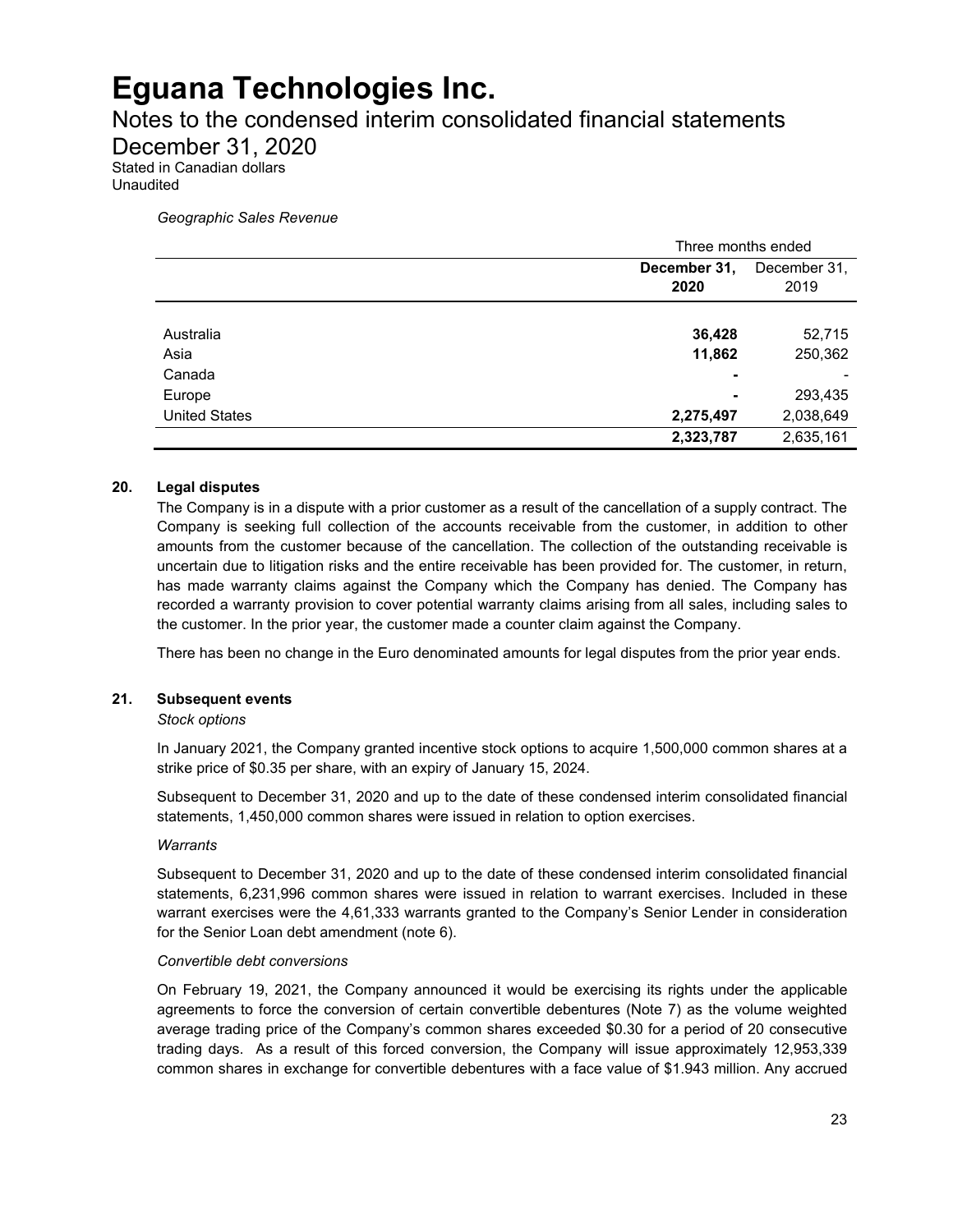*Geographic Sales Revenue*

| | Three months ended | |
|---|---|---|
| | **December 31, 2020** | December 31, 2019 |
| Australia | **36,428** | 52,715 |
| Asia | **11,862** | 250,362 |
| Canada | **-** | - |
| Europe | **-** | 293,435 |
| United States | **2,275,497** | 2,038,649 |
| | **2,323,787** | 2,635,161 |

## 20. Legal disputes

The Company is in a dispute with a prior customer as a result of the cancellation of a supply contract. The Company is seeking full collection of the accounts receivable from the customer, in addition to other amounts from the customer because of the cancellation. The collection of the outstanding receivable is uncertain due to litigation risks and the entire receivable has been provided for. The customer, in return, has made warranty claims against the Company which the Company has denied. The Company has recorded a warranty provision to cover potential warranty claims arising from all sales, including sales to the customer. In the prior year, the customer made a counter claim against the Company.

There has been no change in the Euro denominated amounts for legal disputes from the prior year ends.

## 21. Subsequent events

*Stock options*

In January 2021, the Company granted incentive stock options to acquire 1,500,000 common shares at a strike price of $0.35 per share, with an expiry of January 15, 2024.

Subsequent to December 31, 2020 and up to the date of these condensed interim consolidated financial statements, 1,450,000 common shares were issued in relation to option exercises.

*Warrants*

Subsequent to December 31, 2020 and up to the date of these condensed interim consolidated financial statements, 6,231,996 common shares were issued in relation to warrant exercises. Included in these warrant exercises were the 4,61,333 warrants granted to the Company's Senior Lender in consideration for the Senior Loan debt amendment (note 6).

*Convertible debt conversions*

On February 19, 2021, the Company announced it would be exercising its rights under the applicable agreements to force the conversion of certain convertible debentures (Note 7) as the volume weighted average trading price of the Company's common shares exceeded $0.30 for a period of 20 consecutive trading days. As a result of this forced conversion, the Company will issue approximately 12,953,339 common shares in exchange for convertible debentures with a face value of $1.943 million. Any accrued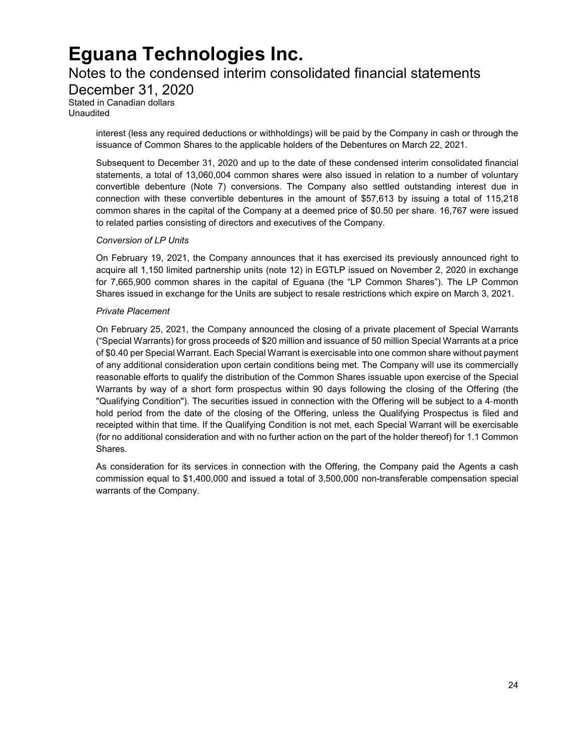interest (less any required deductions or withholdings) will be paid by the Company in cash or through the issuance of Common Shares to the applicable holders of the Debentures on March 22, 2021.

Subsequent to December 31, 2020 and up to the date of these condensed interim consolidated financial statements, a total of 13,060,004 common shares were also issued in relation to a number of voluntary convertible debenture (Note 7) conversions. The Company also settled outstanding interest due in connection with these convertible debentures in the amount of $57,613 by issuing a total of 115,218 common shares in the capital of the Company at a deemed price of $0.50 per share. 16,767 were issued to related parties consisting of directors and executives of the Company.

*Conversion of LP Units*

On February 19, 2021, the Company announces that it has exercised its previously announced right to acquire all 1,150 limited partnership units (note 12) in EGTLP issued on November 2, 2020 in exchange for 7,665,900 common shares in the capital of Eguana (the "LP Common Shares"). The LP Common Shares issued in exchange for the Units are subject to resale restrictions which expire on March 3, 2021.

*Private Placement*

On February 25, 2021, the Company announced the closing of a private placement of Special Warrants ("Special Warrants) for gross proceeds of $20 million and issuance of 50 million Special Warrants at a price of $0.40 per Special Warrant. Each Special Warrant is exercisable into one common share without payment of any additional consideration upon certain conditions being met. The Company will use its commercially reasonable efforts to qualify the distribution of the Common Shares issuable upon exercise of the Special Warrants by way of a short form prospectus within 90 days following the closing of the Offering (the "Qualifying Condition"). The securities issued in connection with the Offering will be subject to a 4-month hold period from the date of the closing of the Offering, unless the Qualifying Prospectus is filed and receipted within that time. If the Qualifying Condition is not met, each Special Warrant will be exercisable (for no additional consideration and with no further action on the part of the holder thereof) for 1.1 Common Shares.

As consideration for its services in connection with the Offering, the Company paid the Agents a cash commission equal to $1,400,000 and issued a total of 3,500,000 non-transferable compensation special warrants of the Company.